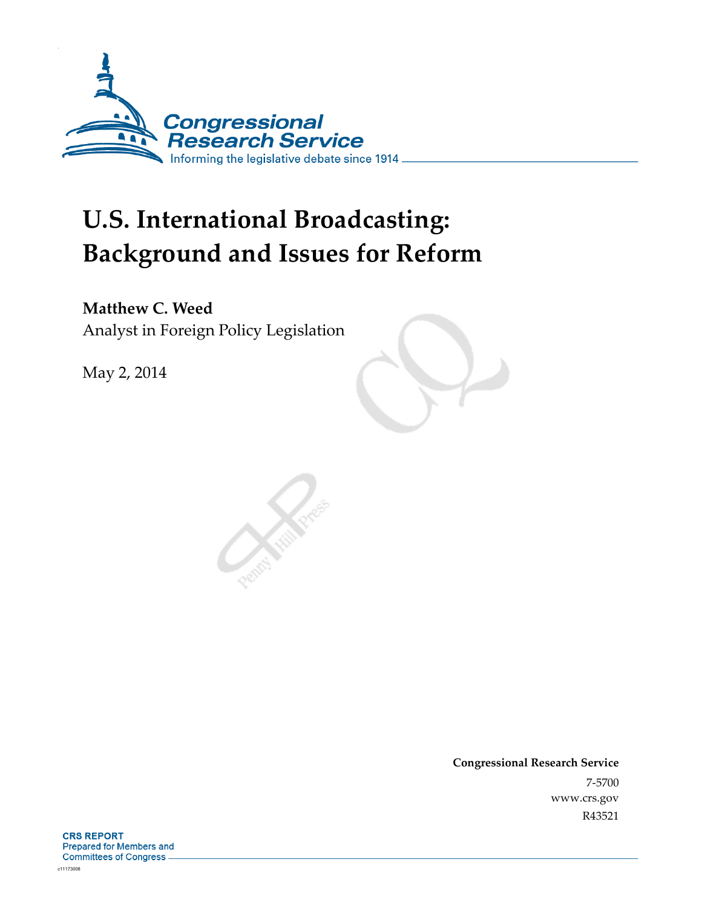Congressional Research Service

Informing the legislative debate since 1914

# U.S. International Broadcasting: Background and Issues for Reform

**Matthew C. Weed**

Analyst in Foreign Policy Legislation

May 2, 2014

**Congressional Research Service**

7-5700

www.crs.gov

R43521

**CRS REPORT**

Prepared for Members and Committees of Congress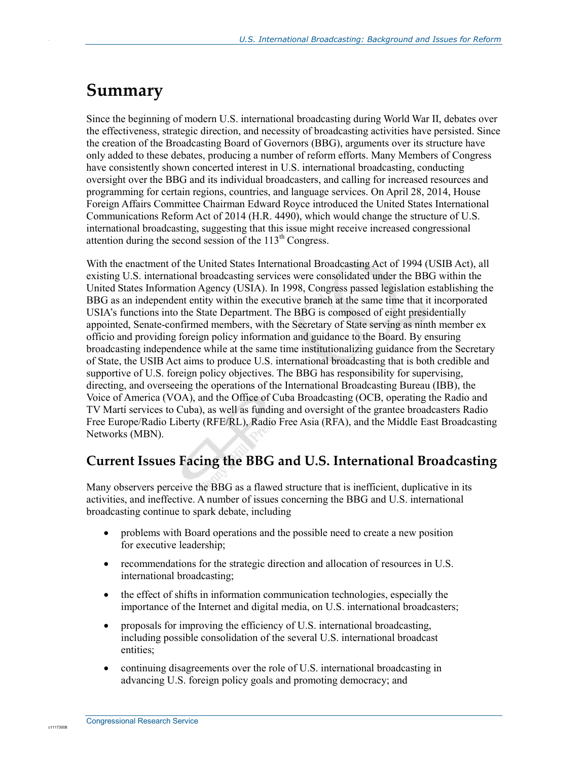# Summary

Since the beginning of modern U.S. international broadcasting during World War II, debates over the effectiveness, strategic direction, and necessity of broadcasting activities have persisted. Since the creation of the Broadcasting Board of Governors (BBG), arguments over its structure have only added to these debates, producing a number of reform efforts. Many Members of Congress have consistently shown concerted interest in U.S. international broadcasting, conducting oversight over the BBG and its individual broadcasters, and calling for increased resources and programming for certain regions, countries, and language services. On April 28, 2014, House Foreign Affairs Committee Chairman Edward Royce introduced the United States International Communications Reform Act of 2014 (H.R. 4490), which would change the structure of U.S. international broadcasting, suggesting that this issue might receive increased congressional attention during the second session of the 113th Congress.

With the enactment of the United States International Broadcasting Act of 1994 (USIB Act), all existing U.S. international broadcasting services were consolidated under the BBG within the United States Information Agency (USIA). In 1998, Congress passed legislation establishing the BBG as an independent entity within the executive branch at the same time that it incorporated USIA's functions into the State Department. The BBG is composed of eight presidentially appointed, Senate-confirmed members, with the Secretary of State serving as ninth member ex officio and providing foreign policy information and guidance to the Board. By ensuring broadcasting independence while at the same time institutionalizing guidance from the Secretary of State, the USIB Act aims to produce U.S. international broadcasting that is both credible and supportive of U.S. foreign policy objectives. The BBG has responsibility for supervising, directing, and overseeing the operations of the International Broadcasting Bureau (IBB), the Voice of America (VOA), and the Office of Cuba Broadcasting (OCB, operating the Radio and TV Martí services to Cuba), as well as funding and oversight of the grantee broadcasters Radio Free Europe/Radio Liberty (RFE/RL), Radio Free Asia (RFA), and the Middle East Broadcasting Networks (MBN).

## Current Issues Facing the BBG and U.S. International Broadcasting

Many observers perceive the BBG as a flawed structure that is inefficient, duplicative in its activities, and ineffective. A number of issues concerning the BBG and U.S. international broadcasting continue to spark debate, including

- problems with Board operations and the possible need to create a new position for executive leadership;
- recommendations for the strategic direction and allocation of resources in U.S. international broadcasting;
- the effect of shifts in information communication technologies, especially the importance of the Internet and digital media, on U.S. international broadcasters;
- proposals for improving the efficiency of U.S. international broadcasting, including possible consolidation of the several U.S. international broadcast entities;
- continuing disagreements over the role of U.S. international broadcasting in advancing U.S. foreign policy goals and promoting democracy; and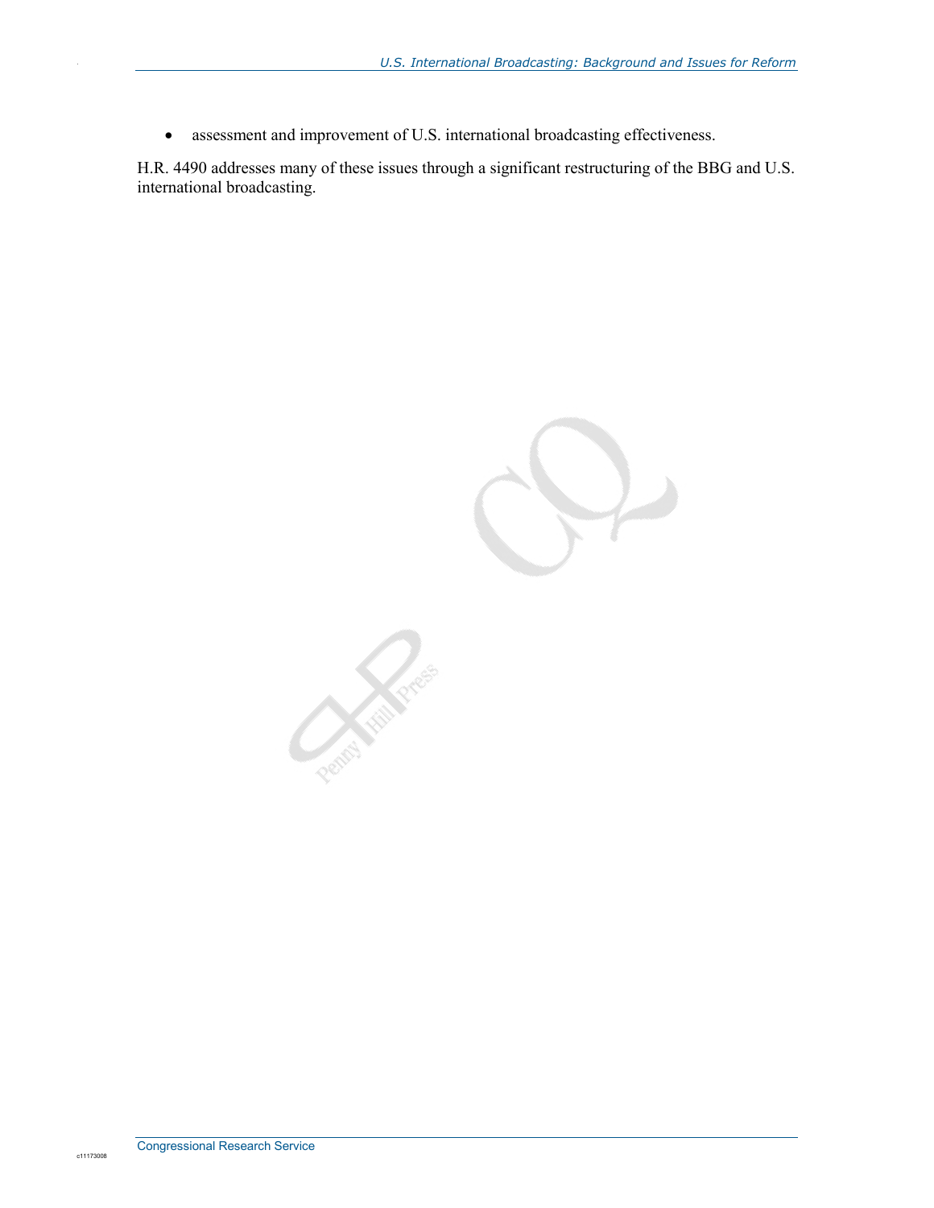- assessment and improvement of U.S. international broadcasting effectiveness.

H.R. 4490 addresses many of these issues through a significant restructuring of the BBG and U.S. international broadcasting.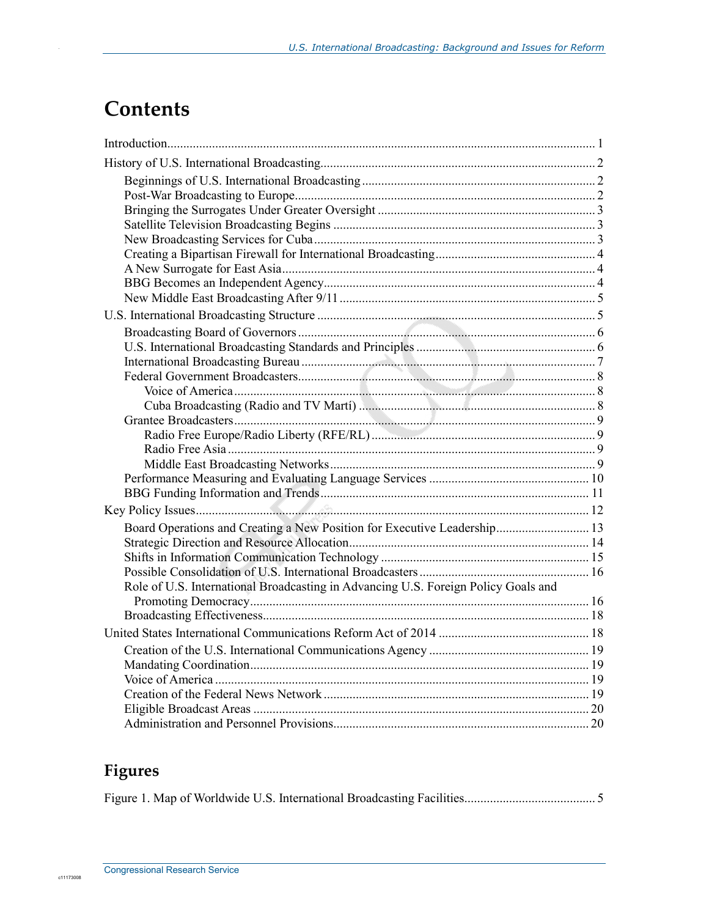# Contents

Introduction .................................................................................................................... 1

History of U.S. International Broadcasting .................................................................... 2

- Beginnings of U.S. International Broadcasting ........................................................ 2
- Post-War Broadcasting to Europe ............................................................................ 2
- Bringing the Surrogates Under Greater Oversight .................................................... 3
- Satellite Television Broadcasting Begins ................................................................. 3
- New Broadcasting Services for Cuba ....................................................................... 3
- Creating a Bipartisan Firewall for International Broadcasting ................................. 4
- A New Surrogate for East Asia ................................................................................. 4
- BBG Becomes an Independent Agency .................................................................... 4
- New Middle East Broadcasting After 9/11 ............................................................... 5

U.S. International Broadcasting Structure ...................................................................... 5

- Broadcasting Board of Governors ............................................................................ 6
- U.S. International Broadcasting Standards and Principles ....................................... 6
- International Broadcasting Bureau ........................................................................... 7
- Federal Government Broadcasters ............................................................................ 8
  - Voice of America ................................................................................................ 8
  - Cuba Broadcasting (Radio and TV Martí) ........................................................... 8
- Grantee Broadcasters ................................................................................................ 9
  - Radio Free Europe/Radio Liberty (RFE/RL) ...................................................... 9
  - Radio Free Asia .................................................................................................. 9
  - Middle East Broadcasting Networks .................................................................. 9
- Performance Measuring and Evaluating Language Services ................................. 10
- BBG Funding Information and Trends ................................................................... 11

Key Policy Issues .......................................................................................................... 12

- Board Operations and Creating a New Position for Executive Leadership ............. 13
- Strategic Direction and Resource Allocation .......................................................... 14
- Shifts in Information Communication Technology ................................................ 15
- Possible Consolidation of U.S. International Broadcasters .................................... 16
- Role of U.S. International Broadcasting in Advancing U.S. Foreign Policy Goals and Promoting Democracy ......................................................................................... 16
- Broadcasting Effectiveness ..................................................................................... 18

United States International Communications Reform Act of 2014 .............................. 18

- Creation of the U.S. International Communications Agency ................................. 19
- Mandating Coordination ......................................................................................... 19
- Voice of America .................................................................................................... 19
- Creation of the Federal News Network .................................................................. 19
- Eligible Broadcast Areas ........................................................................................ 20
- Administration and Personnel Provisions ............................................................... 20

# Figures

Figure 1. Map of Worldwide U.S. International Broadcasting Facilities ......................................... 5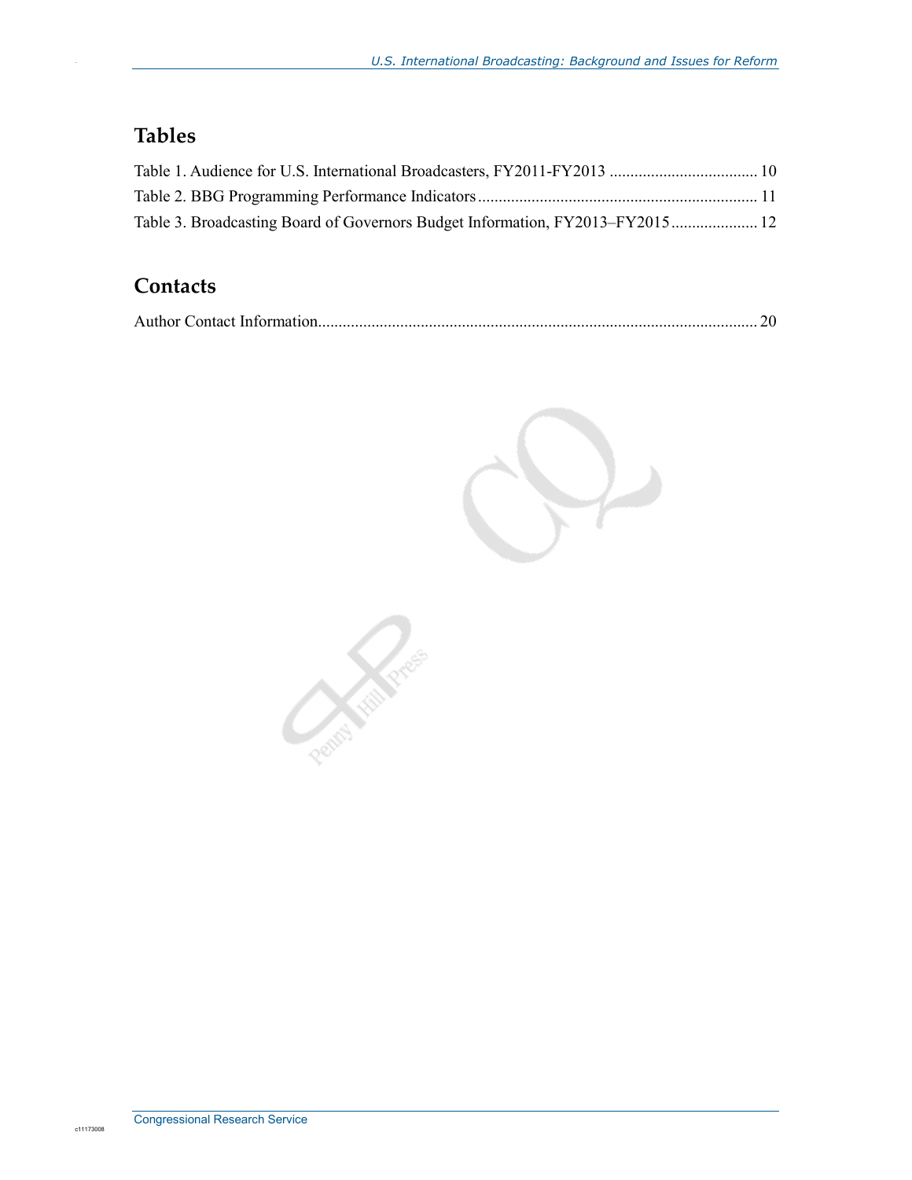## Tables

Table 1. Audience for U.S. International Broadcasters, FY2011-FY2013 .................................... 10

Table 2. BBG Programming Performance Indicators .................................................................... 11

Table 3. Broadcasting Board of Governors Budget Information, FY2013–FY2015 ..................... 12

## Contacts

Author Contact Information........................................................................................................... 20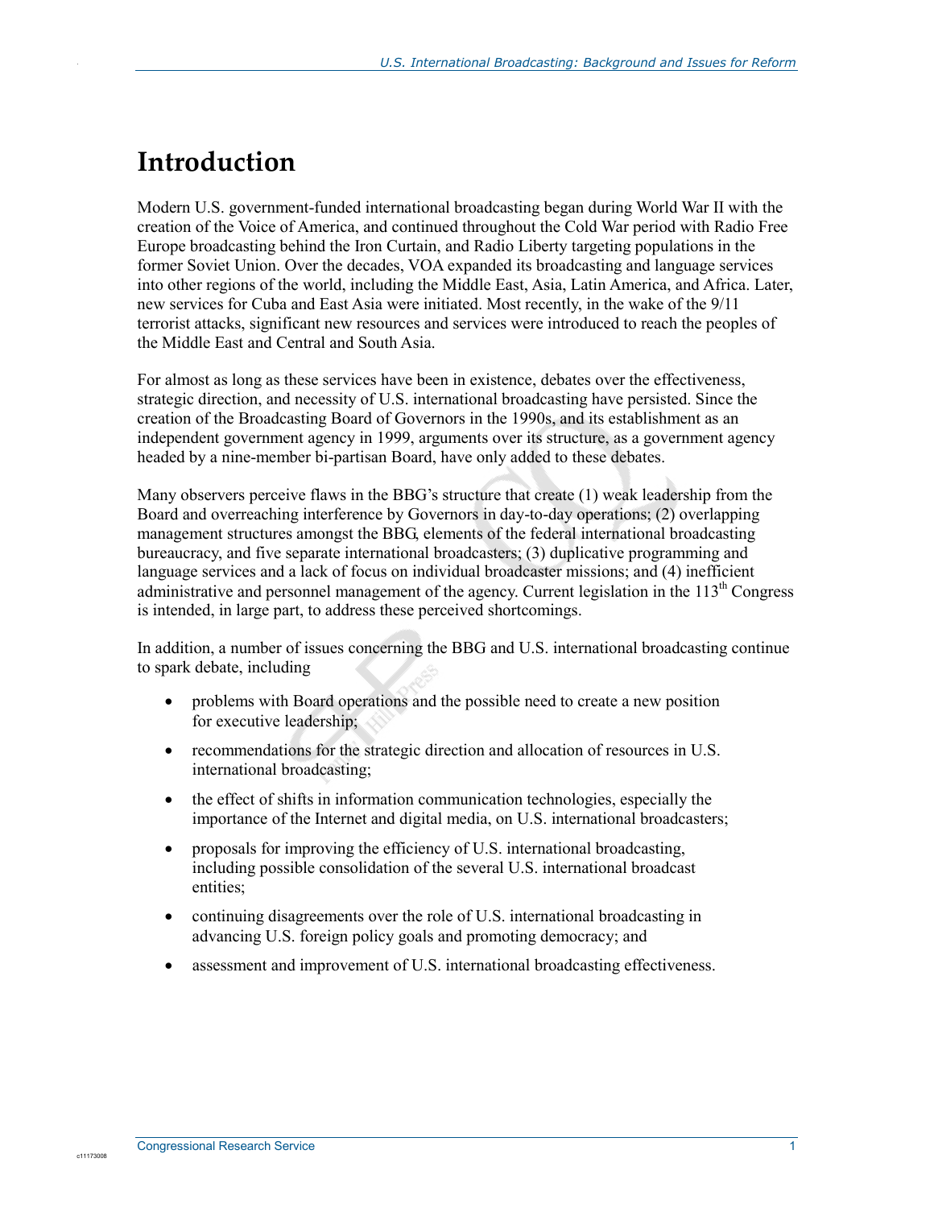# Introduction

Modern U.S. government-funded international broadcasting began during World War II with the creation of the Voice of America, and continued throughout the Cold War period with Radio Free Europe broadcasting behind the Iron Curtain, and Radio Liberty targeting populations in the former Soviet Union. Over the decades, VOA expanded its broadcasting and language services into other regions of the world, including the Middle East, Asia, Latin America, and Africa. Later, new services for Cuba and East Asia were initiated. Most recently, in the wake of the 9/11 terrorist attacks, significant new resources and services were introduced to reach the peoples of the Middle East and Central and South Asia.

For almost as long as these services have been in existence, debates over the effectiveness, strategic direction, and necessity of U.S. international broadcasting have persisted. Since the creation of the Broadcasting Board of Governors in the 1990s, and its establishment as an independent government agency in 1999, arguments over its structure, as a government agency headed by a nine-member bi-partisan Board, have only added to these debates.

Many observers perceive flaws in the BBG's structure that create (1) weak leadership from the Board and overreaching interference by Governors in day-to-day operations; (2) overlapping management structures amongst the BBG, elements of the federal international broadcasting bureaucracy, and five separate international broadcasters; (3) duplicative programming and language services and a lack of focus on individual broadcaster missions; and (4) inefficient administrative and personnel management of the agency. Current legislation in the 113th Congress is intended, in large part, to address these perceived shortcomings.

In addition, a number of issues concerning the BBG and U.S. international broadcasting continue to spark debate, including

- problems with Board operations and the possible need to create a new position for executive leadership;
- recommendations for the strategic direction and allocation of resources in U.S. international broadcasting;
- the effect of shifts in information communication technologies, especially the importance of the Internet and digital media, on U.S. international broadcasters;
- proposals for improving the efficiency of U.S. international broadcasting, including possible consolidation of the several U.S. international broadcast entities;
- continuing disagreements over the role of U.S. international broadcasting in advancing U.S. foreign policy goals and promoting democracy; and
- assessment and improvement of U.S. international broadcasting effectiveness.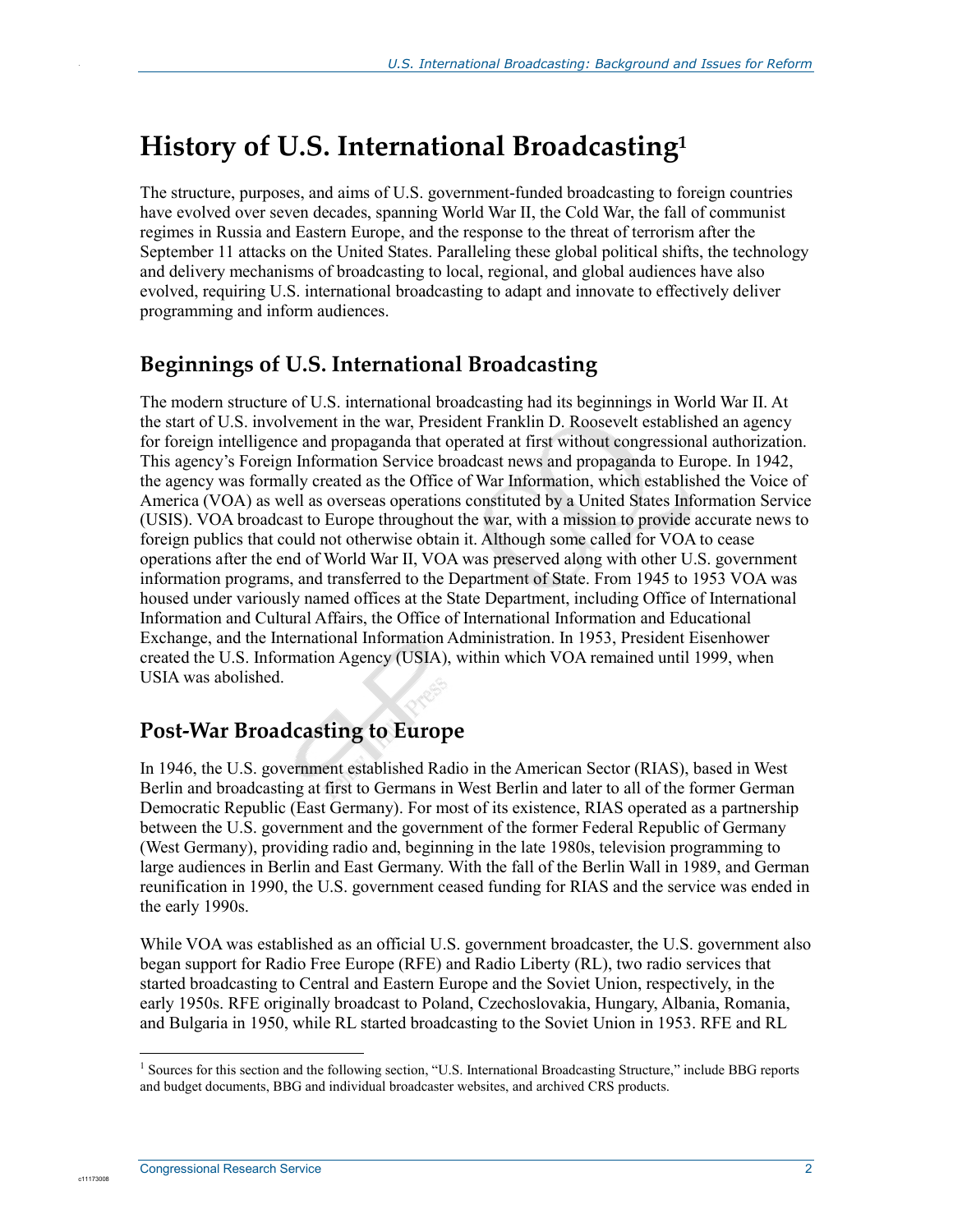# History of U.S. International Broadcasting[1]

The structure, purposes, and aims of U.S. government-funded broadcasting to foreign countries have evolved over seven decades, spanning World War II, the Cold War, the fall of communist regimes in Russia and Eastern Europe, and the response to the threat of terrorism after the September 11 attacks on the United States. Paralleling these global political shifts, the technology and delivery mechanisms of broadcasting to local, regional, and global audiences have also evolved, requiring U.S. international broadcasting to adapt and innovate to effectively deliver programming and inform audiences.

## Beginnings of U.S. International Broadcasting

The modern structure of U.S. international broadcasting had its beginnings in World War II. At the start of U.S. involvement in the war, President Franklin D. Roosevelt established an agency for foreign intelligence and propaganda that operated at first without congressional authorization. This agency's Foreign Information Service broadcast news and propaganda to Europe. In 1942, the agency was formally created as the Office of War Information, which established the Voice of America (VOA) as well as overseas operations constituted by a United States Information Service (USIS). VOA broadcast to Europe throughout the war, with a mission to provide accurate news to foreign publics that could not otherwise obtain it. Although some called for VOA to cease operations after the end of World War II, VOA was preserved along with other U.S. government information programs, and transferred to the Department of State. From 1945 to 1953 VOA was housed under variously named offices at the State Department, including Office of International Information and Cultural Affairs, the Office of International Information and Educational Exchange, and the International Information Administration. In 1953, President Eisenhower created the U.S. Information Agency (USIA), within which VOA remained until 1999, when USIA was abolished.

## Post-War Broadcasting to Europe

In 1946, the U.S. government established Radio in the American Sector (RIAS), based in West Berlin and broadcasting at first to Germans in West Berlin and later to all of the former German Democratic Republic (East Germany). For most of its existence, RIAS operated as a partnership between the U.S. government and the government of the former Federal Republic of Germany (West Germany), providing radio and, beginning in the late 1980s, television programming to large audiences in Berlin and East Germany. With the fall of the Berlin Wall in 1989, and German reunification in 1990, the U.S. government ceased funding for RIAS and the service was ended in the early 1990s.

While VOA was established as an official U.S. government broadcaster, the U.S. government also began support for Radio Free Europe (RFE) and Radio Liberty (RL), two radio services that started broadcasting to Central and Eastern Europe and the Soviet Union, respectively, in the early 1950s. RFE originally broadcast to Poland, Czechoslovakia, Hungary, Albania, Romania, and Bulgaria in 1950, while RL started broadcasting to the Soviet Union in 1953. RFE and RL

---

[1] Sources for this section and the following section, "U.S. International Broadcasting Structure," include BBG reports and budget documents, BBG and individual broadcaster websites, and archived CRS products.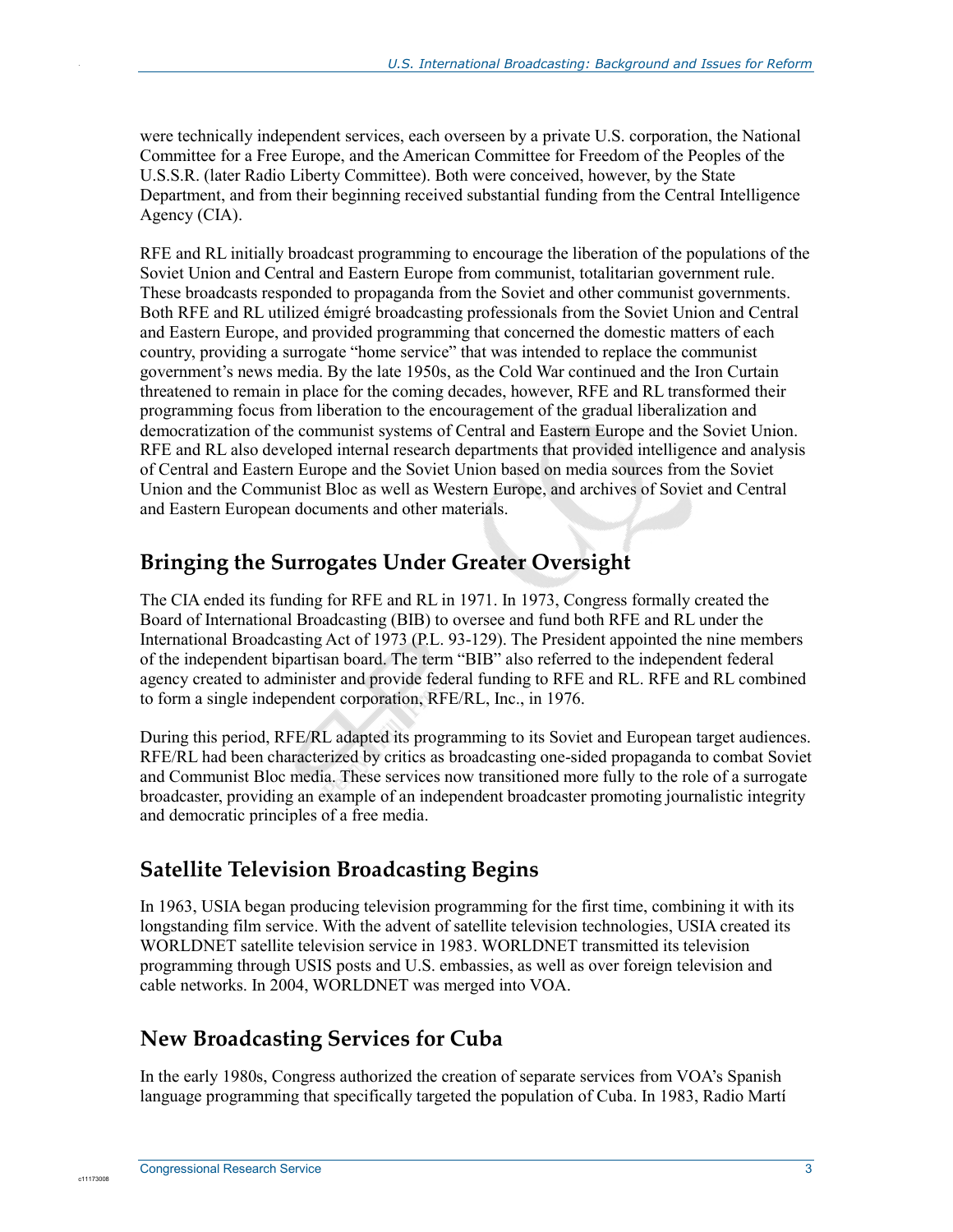were technically independent services, each overseen by a private U.S. corporation, the National Committee for a Free Europe, and the American Committee for Freedom of the Peoples of the U.S.S.R. (later Radio Liberty Committee). Both were conceived, however, by the State Department, and from their beginning received substantial funding from the Central Intelligence Agency (CIA).

RFE and RL initially broadcast programming to encourage the liberation of the populations of the Soviet Union and Central and Eastern Europe from communist, totalitarian government rule. These broadcasts responded to propaganda from the Soviet and other communist governments. Both RFE and RL utilized émigré broadcasting professionals from the Soviet Union and Central and Eastern Europe, and provided programming that concerned the domestic matters of each country, providing a surrogate "home service" that was intended to replace the communist government's news media. By the late 1950s, as the Cold War continued and the Iron Curtain threatened to remain in place for the coming decades, however, RFE and RL transformed their programming focus from liberation to the encouragement of the gradual liberalization and democratization of the communist systems of Central and Eastern Europe and the Soviet Union. RFE and RL also developed internal research departments that provided intelligence and analysis of Central and Eastern Europe and the Soviet Union based on media sources from the Soviet Union and the Communist Bloc as well as Western Europe, and archives of Soviet and Central and Eastern European documents and other materials.

## Bringing the Surrogates Under Greater Oversight

The CIA ended its funding for RFE and RL in 1971. In 1973, Congress formally created the Board of International Broadcasting (BIB) to oversee and fund both RFE and RL under the International Broadcasting Act of 1973 (P.L. 93-129). The President appointed the nine members of the independent bipartisan board. The term "BIB" also referred to the independent federal agency created to administer and provide federal funding to RFE and RL. RFE and RL combined to form a single independent corporation, RFE/RL, Inc., in 1976.

During this period, RFE/RL adapted its programming to its Soviet and European target audiences. RFE/RL had been characterized by critics as broadcasting one-sided propaganda to combat Soviet and Communist Bloc media. These services now transitioned more fully to the role of a surrogate broadcaster, providing an example of an independent broadcaster promoting journalistic integrity and democratic principles of a free media.

## Satellite Television Broadcasting Begins

In 1963, USIA began producing television programming for the first time, combining it with its longstanding film service. With the advent of satellite television technologies, USIA created its WORLDNET satellite television service in 1983. WORLDNET transmitted its television programming through USIS posts and U.S. embassies, as well as over foreign television and cable networks. In 2004, WORLDNET was merged into VOA.

## New Broadcasting Services for Cuba

In the early 1980s, Congress authorized the creation of separate services from VOA's Spanish language programming that specifically targeted the population of Cuba. In 1983, Radio Martí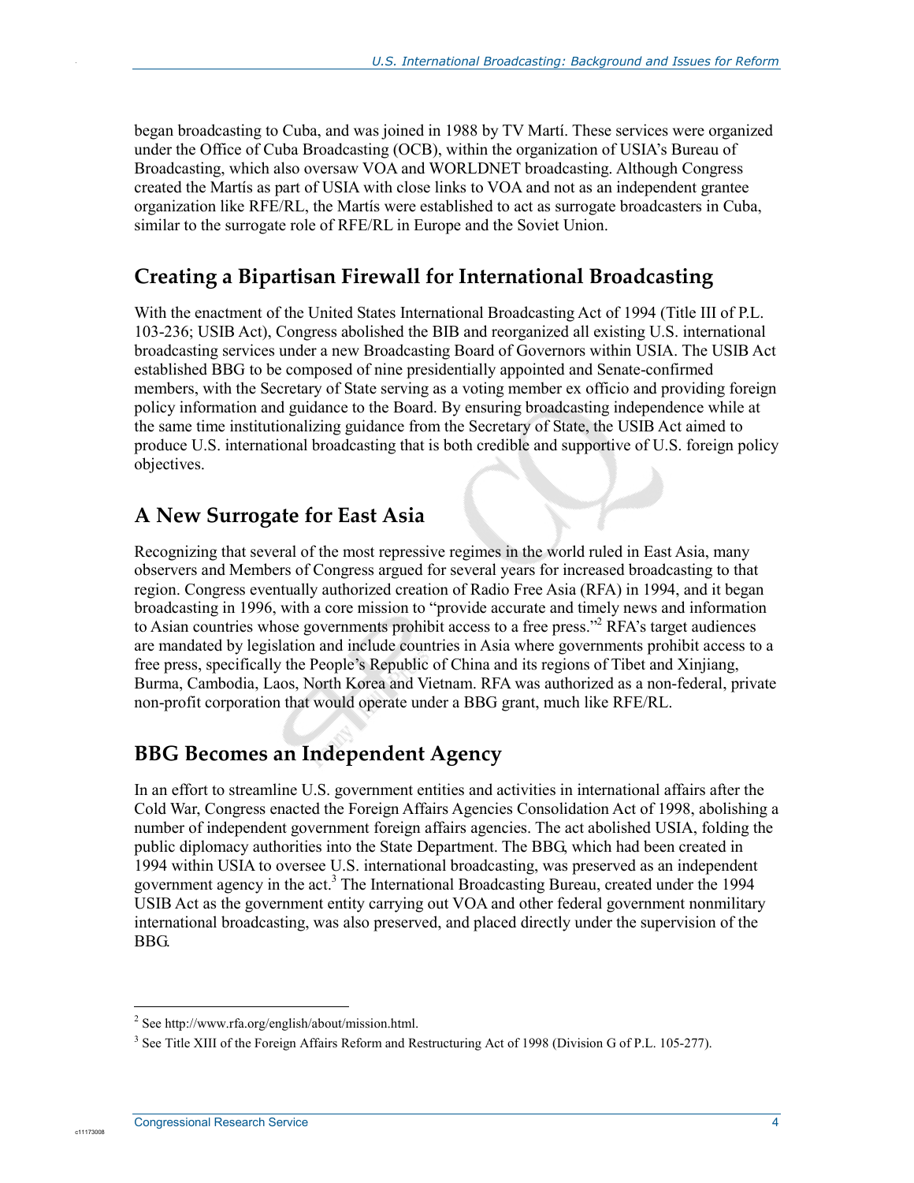began broadcasting to Cuba, and was joined in 1988 by TV Martí. These services were organized under the Office of Cuba Broadcasting (OCB), within the organization of USIA's Bureau of Broadcasting, which also oversaw VOA and WORLDNET broadcasting. Although Congress created the Martís as part of USIA with close links to VOA and not as an independent grantee organization like RFE/RL, the Martís were established to act as surrogate broadcasters in Cuba, similar to the surrogate role of RFE/RL in Europe and the Soviet Union.

## Creating a Bipartisan Firewall for International Broadcasting

With the enactment of the United States International Broadcasting Act of 1994 (Title III of P.L. 103-236; USIB Act), Congress abolished the BIB and reorganized all existing U.S. international broadcasting services under a new Broadcasting Board of Governors within USIA. The USIB Act established BBG to be composed of nine presidentially appointed and Senate-confirmed members, with the Secretary of State serving as a voting member ex officio and providing foreign policy information and guidance to the Board. By ensuring broadcasting independence while at the same time institutionalizing guidance from the Secretary of State, the USIB Act aimed to produce U.S. international broadcasting that is both credible and supportive of U.S. foreign policy objectives.

## A New Surrogate for East Asia

Recognizing that several of the most repressive regimes in the world ruled in East Asia, many observers and Members of Congress argued for several years for increased broadcasting to that region. Congress eventually authorized creation of Radio Free Asia (RFA) in 1994, and it began broadcasting in 1996, with a core mission to "provide accurate and timely news and information to Asian countries whose governments prohibit access to a free press."[2] RFA's target audiences are mandated by legislation and include countries in Asia where governments prohibit access to a free press, specifically the People's Republic of China and its regions of Tibet and Xinjiang, Burma, Cambodia, Laos, North Korea and Vietnam. RFA was authorized as a non-federal, private non-profit corporation that would operate under a BBG grant, much like RFE/RL.

## BBG Becomes an Independent Agency

In an effort to streamline U.S. government entities and activities in international affairs after the Cold War, Congress enacted the Foreign Affairs Agencies Consolidation Act of 1998, abolishing a number of independent government foreign affairs agencies. The act abolished USIA, folding the public diplomacy authorities into the State Department. The BBG, which had been created in 1994 within USIA to oversee U.S. international broadcasting, was preserved as an independent government agency in the act.[3] The International Broadcasting Bureau, created under the 1994 USIB Act as the government entity carrying out VOA and other federal government nonmilitary international broadcasting, was also preserved, and placed directly under the supervision of the BBG.

---

[2] See http://www.rfa.org/english/about/mission.html.

[3] See Title XIII of the Foreign Affairs Reform and Restructuring Act of 1998 (Division G of P.L. 105-277).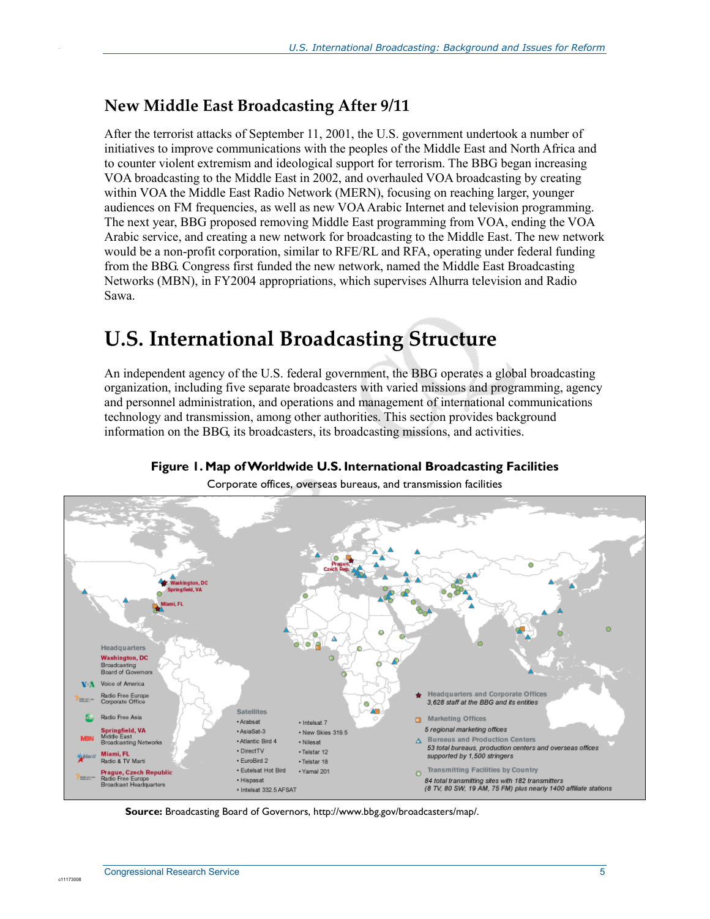## New Middle East Broadcasting After 9/11

After the terrorist attacks of September 11, 2001, the U.S. government undertook a number of initiatives to improve communications with the peoples of the Middle East and North Africa and to counter violent extremism and ideological support for terrorism. The BBG began increasing VOA broadcasting to the Middle East in 2002, and overhauled VOA broadcasting by creating within VOA the Middle East Radio Network (MERN), focusing on reaching larger, younger audiences on FM frequencies, as well as new VOA Arabic Internet and television programming. The next year, BBG proposed removing Middle East programming from VOA, ending the VOA Arabic service, and creating a new network for broadcasting to the Middle East. The new network would be a non-profit corporation, similar to RFE/RL and RFA, operating under federal funding from the BBG. Congress first funded the new network, named the Middle East Broadcasting Networks (MBN), in FY2004 appropriations, which supervises Alhurra television and Radio Sawa.

# U.S. International Broadcasting Structure

An independent agency of the U.S. federal government, the BBG operates a global broadcasting organization, including five separate broadcasters with varied missions and programming, agency and personnel administration, and operations and management of international communications technology and transmission, among other authorities. This section provides background information on the BBG, its broadcasters, its broadcasting missions, and activities.

**Figure 1. Map of Worldwide U.S. International Broadcasting Facilities**

Corporate offices, overseas bureaus, and transmission facilities

**Source:** Broadcasting Board of Governors, http://www.bbg.gov/broadcasters/map/.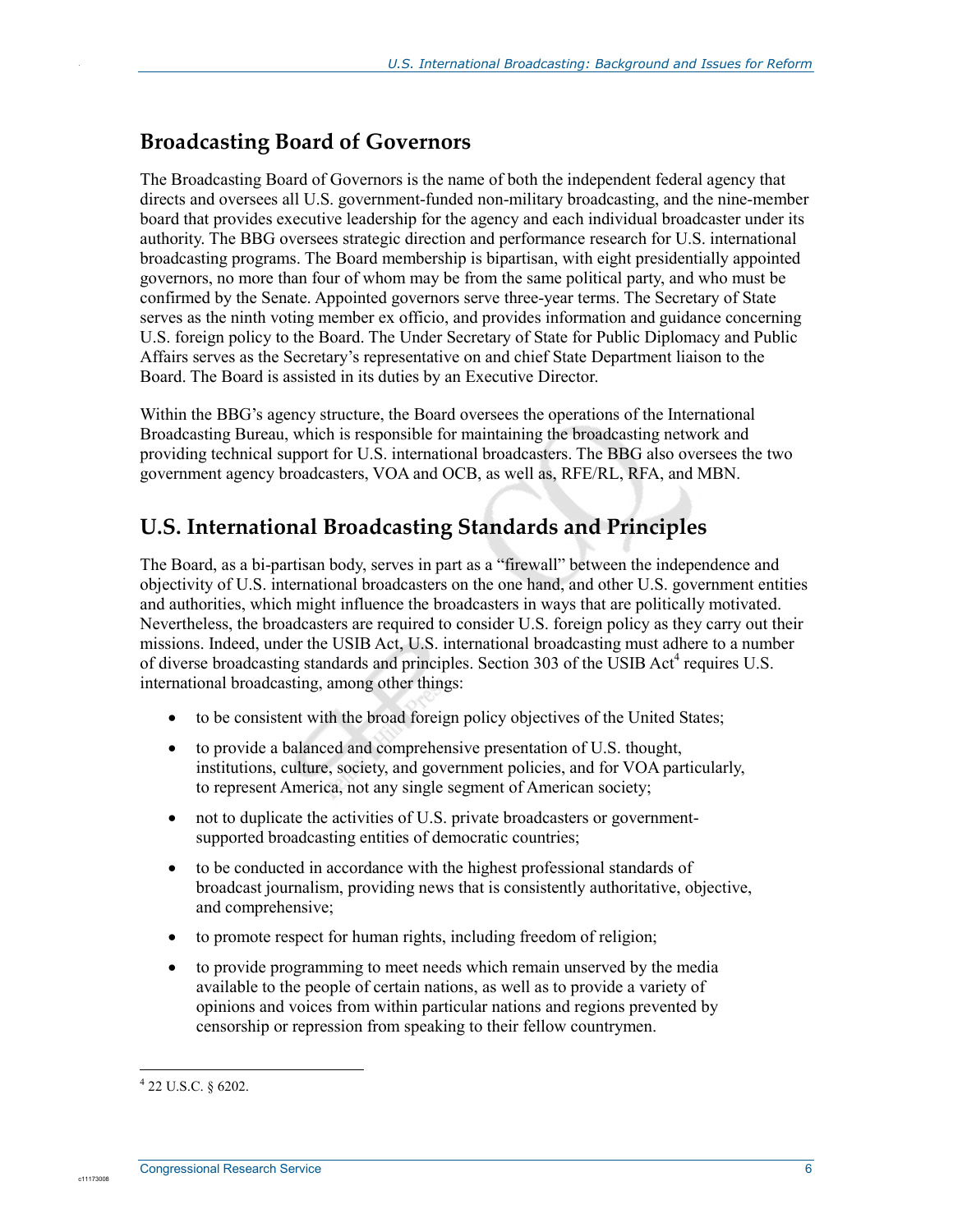## Broadcasting Board of Governors

The Broadcasting Board of Governors is the name of both the independent federal agency that directs and oversees all U.S. government-funded non-military broadcasting, and the nine-member board that provides executive leadership for the agency and each individual broadcaster under its authority. The BBG oversees strategic direction and performance research for U.S. international broadcasting programs. The Board membership is bipartisan, with eight presidentially appointed governors, no more than four of whom may be from the same political party, and who must be confirmed by the Senate. Appointed governors serve three-year terms. The Secretary of State serves as the ninth voting member ex officio, and provides information and guidance concerning U.S. foreign policy to the Board. The Under Secretary of State for Public Diplomacy and Public Affairs serves as the Secretary's representative on and chief State Department liaison to the Board. The Board is assisted in its duties by an Executive Director.

Within the BBG's agency structure, the Board oversees the operations of the International Broadcasting Bureau, which is responsible for maintaining the broadcasting network and providing technical support for U.S. international broadcasters. The BBG also oversees the two government agency broadcasters, VOA and OCB, as well as, RFE/RL, RFA, and MBN.

## U.S. International Broadcasting Standards and Principles

The Board, as a bi-partisan body, serves in part as a "firewall" between the independence and objectivity of U.S. international broadcasters on the one hand, and other U.S. government entities and authorities, which might influence the broadcasters in ways that are politically motivated. Nevertheless, the broadcasters are required to consider U.S. foreign policy as they carry out their missions. Indeed, under the USIB Act, U.S. international broadcasting must adhere to a number of diverse broadcasting standards and principles. Section 303 of the USIB Act[4] requires U.S. international broadcasting, among other things:

- to be consistent with the broad foreign policy objectives of the United States;
- to provide a balanced and comprehensive presentation of U.S. thought, institutions, culture, society, and government policies, and for VOA particularly, to represent America, not any single segment of American society;
- not to duplicate the activities of U.S. private broadcasters or government-supported broadcasting entities of democratic countries;
- to be conducted in accordance with the highest professional standards of broadcast journalism, providing news that is consistently authoritative, objective, and comprehensive;
- to promote respect for human rights, including freedom of religion;
- to provide programming to meet needs which remain unserved by the media available to the people of certain nations, as well as to provide a variety of opinions and voices from within particular nations and regions prevented by censorship or repression from speaking to their fellow countrymen.

[4] 22 U.S.C. § 6202.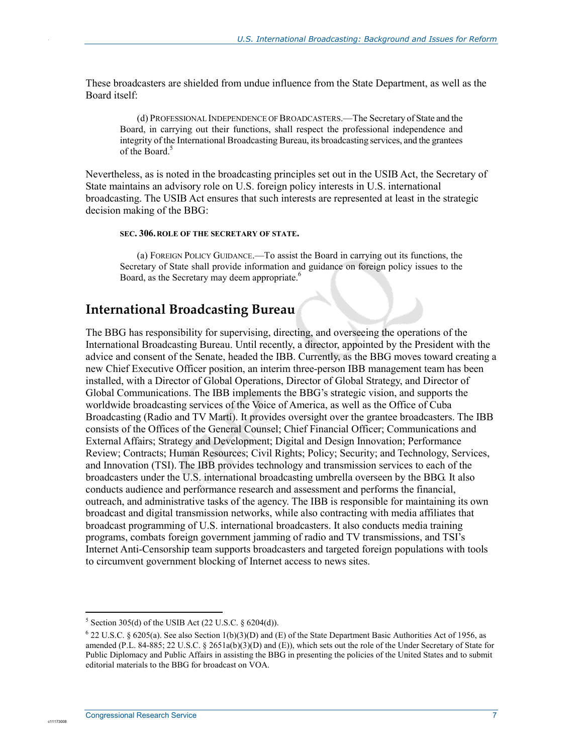These broadcasters are shielded from undue influence from the State Department, as well as the Board itself:

> (d) PROFESSIONAL INDEPENDENCE OF BROADCASTERS.—The Secretary of State and the Board, in carrying out their functions, shall respect the professional independence and integrity of the International Broadcasting Bureau, its broadcasting services, and the grantees of the Board.[5]

Nevertheless, as is noted in the broadcasting principles set out in the USIB Act, the Secretary of State maintains an advisory role on U.S. foreign policy interests in U.S. international broadcasting. The USIB Act ensures that such interests are represented at least in the strategic decision making of the BBG:

> **SEC. 306. ROLE OF THE SECRETARY OF STATE.**
>
> (a) FOREIGN POLICY GUIDANCE.—To assist the Board in carrying out its functions, the Secretary of State shall provide information and guidance on foreign policy issues to the Board, as the Secretary may deem appropriate.[6]

## International Broadcasting Bureau

The BBG has responsibility for supervising, directing, and overseeing the operations of the International Broadcasting Bureau. Until recently, a director, appointed by the President with the advice and consent of the Senate, headed the IBB. Currently, as the BBG moves toward creating a new Chief Executive Officer position, an interim three-person IBB management team has been installed, with a Director of Global Operations, Director of Global Strategy, and Director of Global Communications. The IBB implements the BBG's strategic vision, and supports the worldwide broadcasting services of the Voice of America, as well as the Office of Cuba Broadcasting (Radio and TV Martí). It provides oversight over the grantee broadcasters. The IBB consists of the Offices of the General Counsel; Chief Financial Officer; Communications and External Affairs; Strategy and Development; Digital and Design Innovation; Performance Review; Contracts; Human Resources; Civil Rights; Policy; Security; and Technology, Services, and Innovation (TSI). The IBB provides technology and transmission services to each of the broadcasters under the U.S. international broadcasting umbrella overseen by the BBG. It also conducts audience and performance research and assessment and performs the financial, outreach, and administrative tasks of the agency. The IBB is responsible for maintaining its own broadcast and digital transmission networks, while also contracting with media affiliates that broadcast programming of U.S. international broadcasters. It also conducts media training programs, combats foreign government jamming of radio and TV transmissions, and TSI's Internet Anti-Censorship team supports broadcasters and targeted foreign populations with tools to circumvent government blocking of Internet access to news sites.

---

[5] Section 305(d) of the USIB Act (22 U.S.C. § 6204(d)).

[6] 22 U.S.C. § 6205(a). See also Section 1(b)(3)(D) and (E) of the State Department Basic Authorities Act of 1956, as amended (P.L. 84-885; 22 U.S.C. § 2651a(b)(3)(D) and (E)), which sets out the role of the Under Secretary of State for Public Diplomacy and Public Affairs in assisting the BBG in presenting the policies of the United States and to submit editorial materials to the BBG for broadcast on VOA.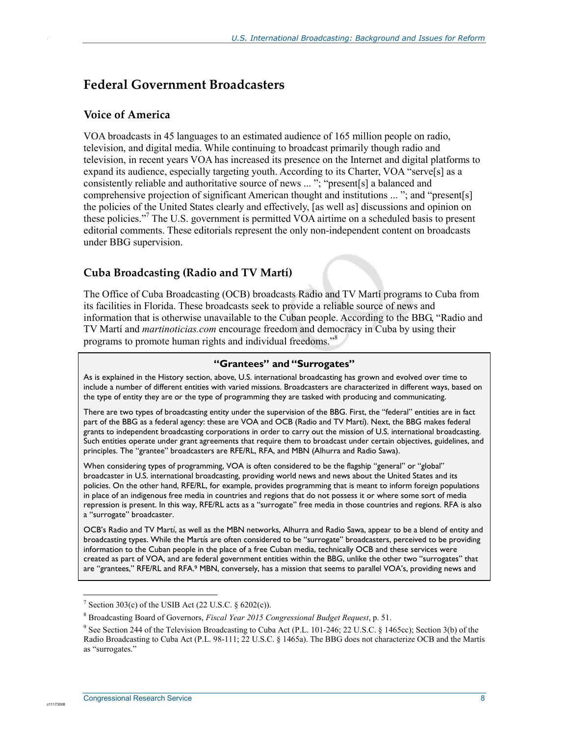## Federal Government Broadcasters

### Voice of America

VOA broadcasts in 45 languages to an estimated audience of 165 million people on radio, television, and digital media. While continuing to broadcast primarily though radio and television, in recent years VOA has increased its presence on the Internet and digital platforms to expand its audience, especially targeting youth. According to its Charter, VOA "serve[s] as a consistently reliable and authoritative source of news ... "; "present[s] a balanced and comprehensive projection of significant American thought and institutions ... "; and "present[s] the policies of the United States clearly and effectively, [as well as] discussions and opinion on these policies."[7] The U.S. government is permitted VOA airtime on a scheduled basis to present editorial comments. These editorials represent the only non-independent content on broadcasts under BBG supervision.

### Cuba Broadcasting (Radio and TV Martí)

The Office of Cuba Broadcasting (OCB) broadcasts Radio and TV Martí programs to Cuba from its facilities in Florida. These broadcasts seek to provide a reliable source of news and information that is otherwise unavailable to the Cuban people. According to the BBG, "Radio and TV Martí and *martinoticias.com* encourage freedom and democracy in Cuba by using their programs to promote human rights and individual freedoms."[8]

**"Grantees" and "Surrogates"**

As is explained in the History section, above, U.S. international broadcasting has grown and evolved over time to include a number of different entities with varied missions. Broadcasters are characterized in different ways, based on the type of entity they are or the type of programming they are tasked with producing and communicating.

There are two types of broadcasting entity under the supervision of the BBG. First, the "federal" entities are in fact part of the BBG as a federal agency: these are VOA and OCB (Radio and TV Martí). Next, the BBG makes federal grants to independent broadcasting corporations in order to carry out the mission of U.S. international broadcasting. Such entities operate under grant agreements that require them to broadcast under certain objectives, guidelines, and principles. The "grantee" broadcasters are RFE/RL, RFA, and MBN (Alhurra and Radio Sawa).

When considering types of programming, VOA is often considered to be the flagship "general" or "global" broadcaster in U.S. international broadcasting, providing world news and news about the United States and its policies. On the other hand, RFE/RL, for example, provides programming that is meant to inform foreign populations in place of an indigenous free media in countries and regions that do not possess it or where some sort of media repression is present. In this way, RFE/RL acts as a "surrogate" free media in those countries and regions. RFA is also a "surrogate" broadcaster.

OCB's Radio and TV Martí, as well as the MBN networks, Alhurra and Radio Sawa, appear to be a blend of entity and broadcasting types. While the Martís are often considered to be "surrogate" broadcasters, perceived to be providing information to the Cuban people in the place of a free Cuban media, technically OCB and these services were created as part of VOA, and are federal government entities within the BBG, unlike the other two "surrogates" that are "grantees," RFE/RL and RFA.[9] MBN, conversely, has a mission that seems to parallel VOA's, providing news and

---

[7] Section 303(c) of the USIB Act (22 U.S.C. § 6202(c)).

[8] Broadcasting Board of Governors, *Fiscal Year 2015 Congressional Budget Request*, p. 51.

[9] See Section 244 of the Television Broadcasting to Cuba Act (P.L. 101-246; 22 U.S.C. § 1465cc); Section 3(b) of the Radio Broadcasting to Cuba Act (P.L. 98-111; 22 U.S.C. § 1465a). The BBG does not characterize OCB and the Martís as "surrogates."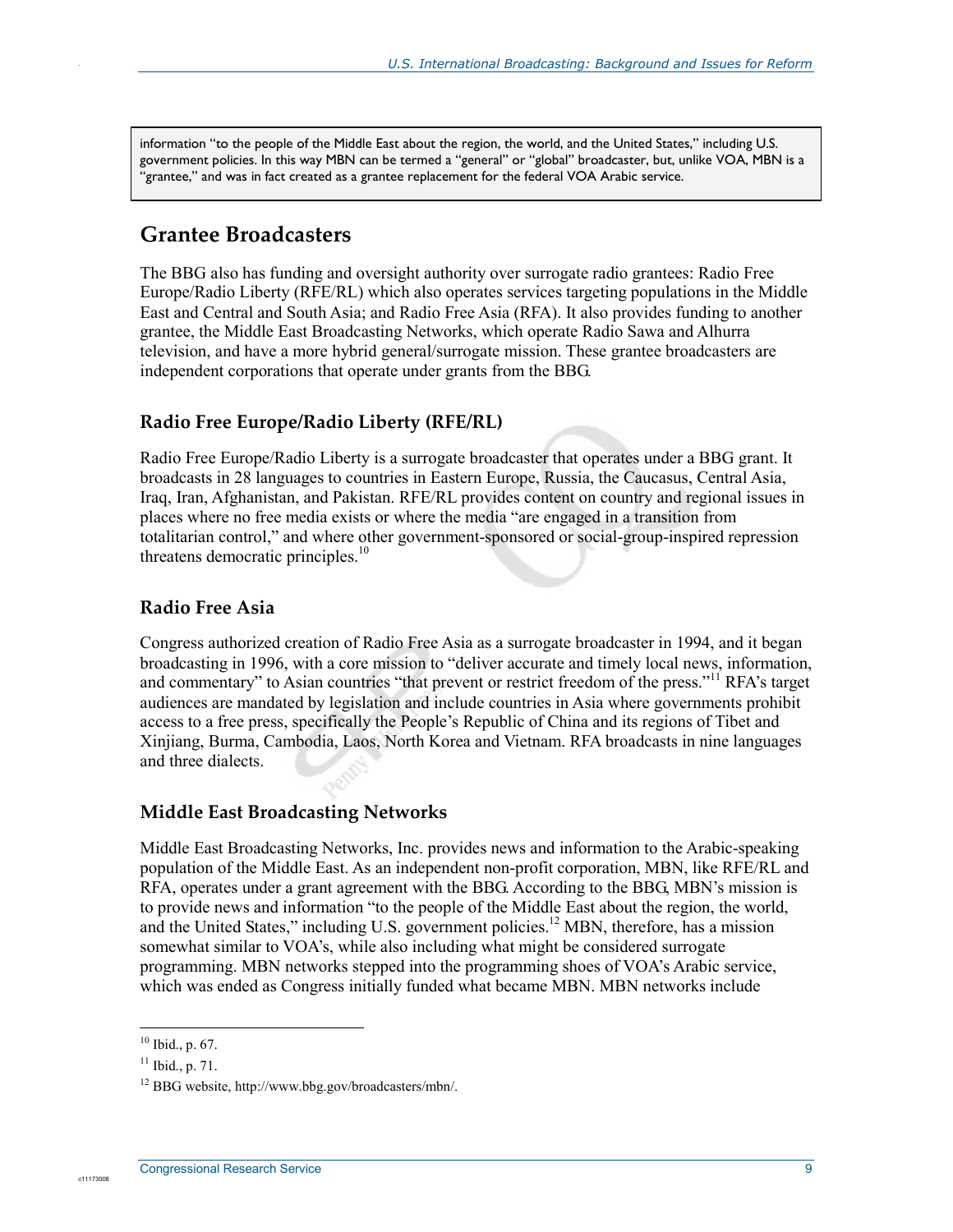information "to the people of the Middle East about the region, the world, and the United States," including U.S. government policies. In this way MBN can be termed a "general" or "global" broadcaster, but, unlike VOA, MBN is a "grantee," and was in fact created as a grantee replacement for the federal VOA Arabic service.

## Grantee Broadcasters

The BBG also has funding and oversight authority over surrogate radio grantees: Radio Free Europe/Radio Liberty (RFE/RL) which also operates services targeting populations in the Middle East and Central and South Asia; and Radio Free Asia (RFA). It also provides funding to another grantee, the Middle East Broadcasting Networks, which operate Radio Sawa and Alhurra television, and have a more hybrid general/surrogate mission. These grantee broadcasters are independent corporations that operate under grants from the BBG.

### Radio Free Europe/Radio Liberty (RFE/RL)

Radio Free Europe/Radio Liberty is a surrogate broadcaster that operates under a BBG grant. It broadcasts in 28 languages to countries in Eastern Europe, Russia, the Caucasus, Central Asia, Iraq, Iran, Afghanistan, and Pakistan. RFE/RL provides content on country and regional issues in places where no free media exists or where the media "are engaged in a transition from totalitarian control," and where other government-sponsored or social-group-inspired repression threatens democratic principles.[10]

### Radio Free Asia

Congress authorized creation of Radio Free Asia as a surrogate broadcaster in 1994, and it began broadcasting in 1996, with a core mission to "deliver accurate and timely local news, information, and commentary" to Asian countries "that prevent or restrict freedom of the press."[11] RFA's target audiences are mandated by legislation and include countries in Asia where governments prohibit access to a free press, specifically the People's Republic of China and its regions of Tibet and Xinjiang, Burma, Cambodia, Laos, North Korea and Vietnam. RFA broadcasts in nine languages and three dialects.

### Middle East Broadcasting Networks

Middle East Broadcasting Networks, Inc. provides news and information to the Arabic-speaking population of the Middle East. As an independent non-profit corporation, MBN, like RFE/RL and RFA, operates under a grant agreement with the BBG. According to the BBG, MBN's mission is to provide news and information "to the people of the Middle East about the region, the world, and the United States," including U.S. government policies.[12] MBN, therefore, has a mission somewhat similar to VOA's, while also including what might be considered surrogate programming. MBN networks stepped into the programming shoes of VOA's Arabic service, which was ended as Congress initially funded what became MBN. MBN networks include

---

[10] Ibid., p. 67.

[11] Ibid., p. 71.

[12] BBG website, http://www.bbg.gov/broadcasters/mbn/.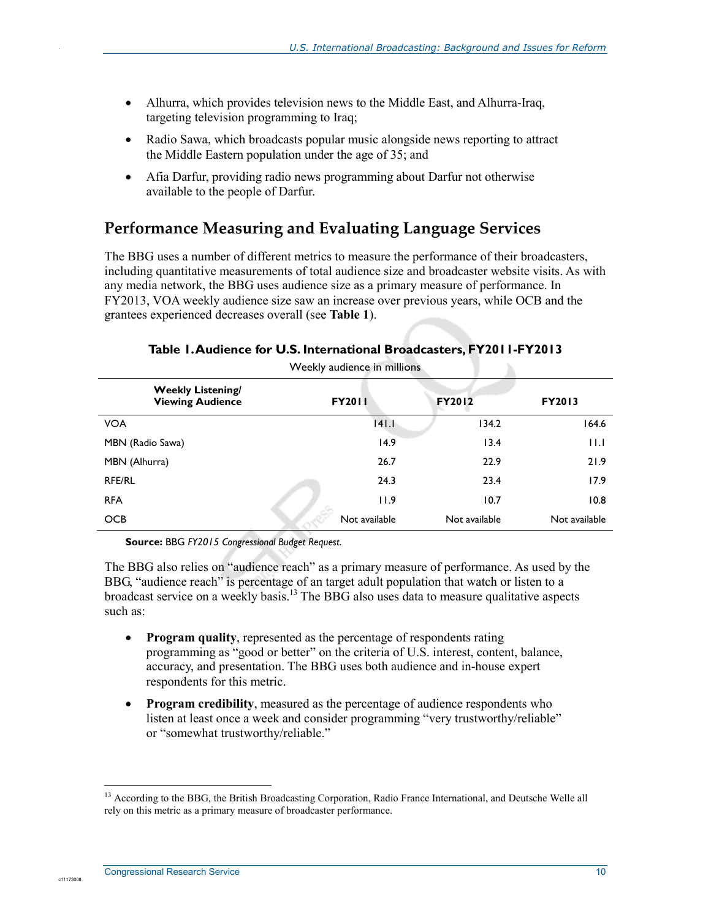- Alhurra, which provides television news to the Middle East, and Alhurra-Iraq, targeting television programming to Iraq;
- Radio Sawa, which broadcasts popular music alongside news reporting to attract the Middle Eastern population under the age of 35; and
- Afia Darfur, providing radio news programming about Darfur not otherwise available to the people of Darfur.

## Performance Measuring and Evaluating Language Services

The BBG uses a number of different metrics to measure the performance of their broadcasters, including quantitative measurements of total audience size and broadcaster website visits. As with any media network, the BBG uses audience size as a primary measure of performance. In FY2013, VOA weekly audience size saw an increase over previous years, while OCB and the grantees experienced decreases overall (see **Table 1**).

**Table 1. Audience for U.S. International Broadcasters, FY2011-FY2013**

Weekly audience in millions

| Weekly Listening/ Viewing Audience | FY2011 | FY2012 | FY2013 |
|---|---|---|---|
| VOA | 141.1 | 134.2 | 164.6 |
| MBN (Radio Sawa) | 14.9 | 13.4 | 11.1 |
| MBN (Alhurra) | 26.7 | 22.9 | 21.9 |
| RFE/RL | 24.3 | 23.4 | 17.9 |
| RFA | 11.9 | 10.7 | 10.8 |
| OCB | Not available | Not available | Not available |

**Source:** BBG *FY2015 Congressional Budget Request.*

The BBG also relies on "audience reach" as a primary measure of performance. As used by the BBG, "audience reach" is percentage of an target adult population that watch or listen to a broadcast service on a weekly basis.[13] The BBG also uses data to measure qualitative aspects such as:

- **Program quality**, represented as the percentage of respondents rating programming as "good or better" on the criteria of U.S. interest, content, balance, accuracy, and presentation. The BBG uses both audience and in-house expert respondents for this metric.
- **Program credibility**, measured as the percentage of audience respondents who listen at least once a week and consider programming "very trustworthy/reliable" or "somewhat trustworthy/reliable."

[13] According to the BBG, the British Broadcasting Corporation, Radio France International, and Deutsche Welle all rely on this metric as a primary measure of broadcaster performance.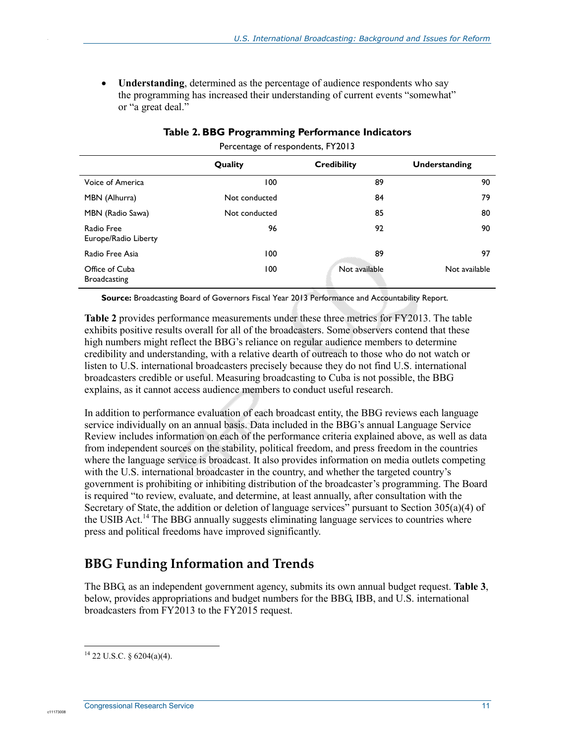- **Understanding**, determined as the percentage of audience respondents who say the programming has increased their understanding of current events "somewhat" or "a great deal."

**Table 2. BBG Programming Performance Indicators**

Percentage of respondents, FY2013

| | Quality | Credibility | Understanding |
|---|---|---|---|
| Voice of America | 100 | 89 | 90 |
| MBN (Alhurra) | Not conducted | 84 | 79 |
| MBN (Radio Sawa) | Not conducted | 85 | 80 |
| Radio Free Europe/Radio Liberty | 96 | 92 | 90 |
| Radio Free Asia | 100 | 89 | 97 |
| Office of Cuba Broadcasting | 100 | Not available | Not available |

**Source:** Broadcasting Board of Governors Fiscal Year 2013 Performance and Accountability Report.

**Table 2** provides performance measurements under these three metrics for FY2013. The table exhibits positive results overall for all of the broadcasters. Some observers contend that these high numbers might reflect the BBG's reliance on regular audience members to determine credibility and understanding, with a relative dearth of outreach to those who do not watch or listen to U.S. international broadcasters precisely because they do not find U.S. international broadcasters credible or useful. Measuring broadcasting to Cuba is not possible, the BBG explains, as it cannot access audience members to conduct useful research.

In addition to performance evaluation of each broadcast entity, the BBG reviews each language service individually on an annual basis. Data included in the BBG's annual Language Service Review includes information on each of the performance criteria explained above, as well as data from independent sources on the stability, political freedom, and press freedom in the countries where the language service is broadcast. It also provides information on media outlets competing with the U.S. international broadcaster in the country, and whether the targeted country's government is prohibiting or inhibiting distribution of the broadcaster's programming. The Board is required "to review, evaluate, and determine, at least annually, after consultation with the Secretary of State, the addition or deletion of language services" pursuant to Section 305(a)(4) of the USIB Act.[14] The BBG annually suggests eliminating language services to countries where press and political freedoms have improved significantly.

## BBG Funding Information and Trends

The BBG, as an independent government agency, submits its own annual budget request. **Table 3**, below, provides appropriations and budget numbers for the BBG, IBB, and U.S. international broadcasters from FY2013 to the FY2015 request.

[14] 22 U.S.C. § 6204(a)(4).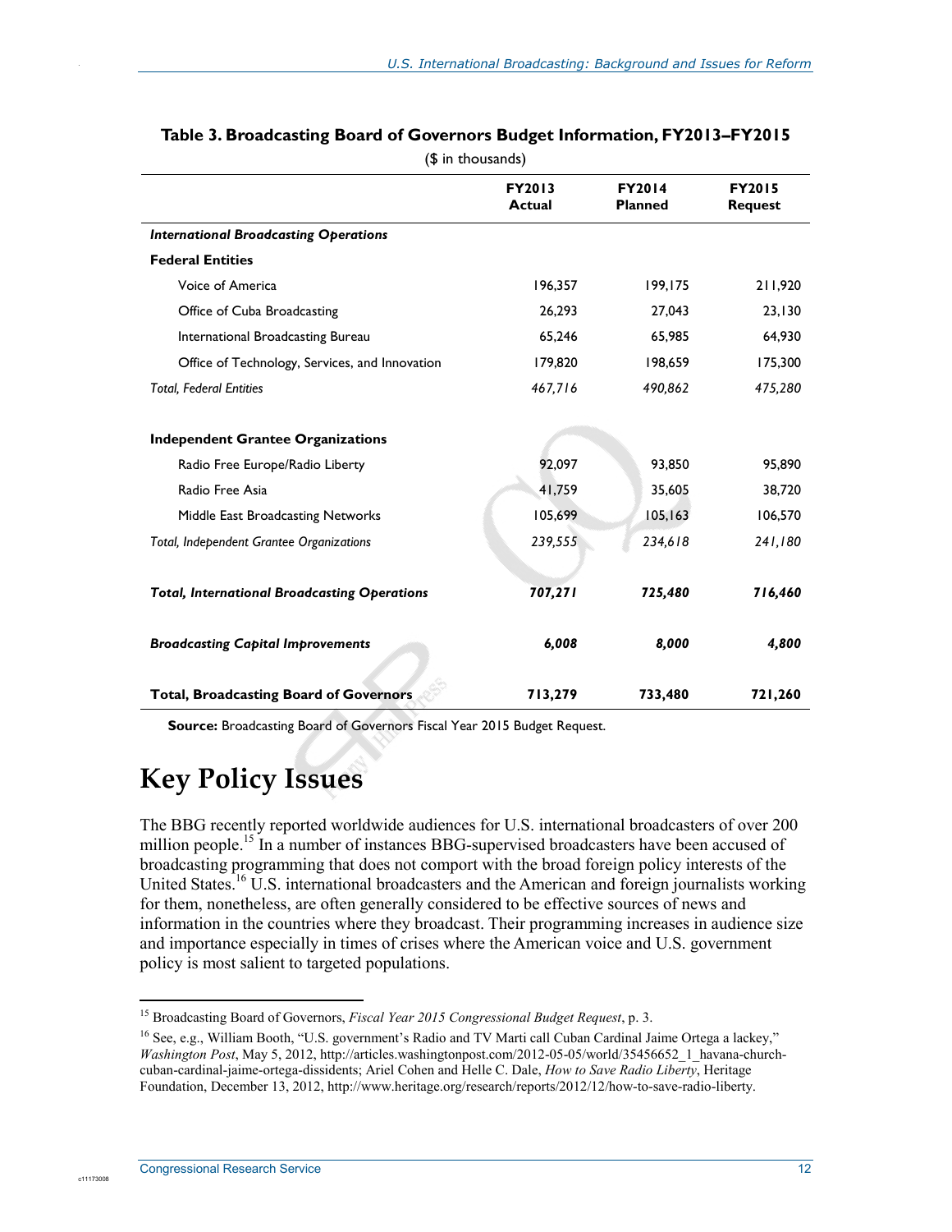**Table 3. Broadcasting Board of Governors Budget Information, FY2013–FY2015**

($ in thousands)

| | FY2013 Actual | FY2014 Planned | FY2015 Request |
|---|---|---|---|
| ***International Broadcasting Operations*** | | | |
| **Federal Entities** | | | |
| Voice of America | 196,357 | 199,175 | 211,920 |
| Office of Cuba Broadcasting | 26,293 | 27,043 | 23,130 |
| International Broadcasting Bureau | 65,246 | 65,985 | 64,930 |
| Office of Technology, Services, and Innovation | 179,820 | 198,659 | 175,300 |
| *Total, Federal Entities* | *467,716* | *490,862* | *475,280* |
| **Independent Grantee Organizations** | | | |
| Radio Free Europe/Radio Liberty | 92,097 | 93,850 | 95,890 |
| Radio Free Asia | 41,759 | 35,605 | 38,720 |
| Middle East Broadcasting Networks | 105,699 | 105,163 | 106,570 |
| *Total, Independent Grantee Organizations* | *239,555* | *234,618* | *241,180* |
| ***Total, International Broadcasting Operations*** | ***707,271*** | ***725,480*** | ***716,460*** |
| ***Broadcasting Capital Improvements*** | ***6,008*** | ***8,000*** | ***4,800*** |
| **Total, Broadcasting Board of Governors** | **713,279** | **733,480** | **721,260** |

**Source:** Broadcasting Board of Governors Fiscal Year 2015 Budget Request.

# Key Policy Issues

The BBG recently reported worldwide audiences for U.S. international broadcasters of over 200 million people.[15] In a number of instances BBG-supervised broadcasters have been accused of broadcasting programming that does not comport with the broad foreign policy interests of the United States.[16] U.S. international broadcasters and the American and foreign journalists working for them, nonetheless, are often generally considered to be effective sources of news and information in the countries where they broadcast. Their programming increases in audience size and importance especially in times of crises where the American voice and U.S. government policy is most salient to targeted populations.

---

[15] Broadcasting Board of Governors, *Fiscal Year 2015 Congressional Budget Request*, p. 3.

[16] See, e.g., William Booth, "U.S. government's Radio and TV Marti call Cuban Cardinal Jaime Ortega a lackey," *Washington Post*, May 5, 2012, http://articles.washingtonpost.com/2012-05-05/world/35456652_1_havana-church-cuban-cardinal-jaime-ortega-dissidents; Ariel Cohen and Helle C. Dale, *How to Save Radio Liberty*, Heritage Foundation, December 13, 2012, http://www.heritage.org/research/reports/2012/12/how-to-save-radio-liberty.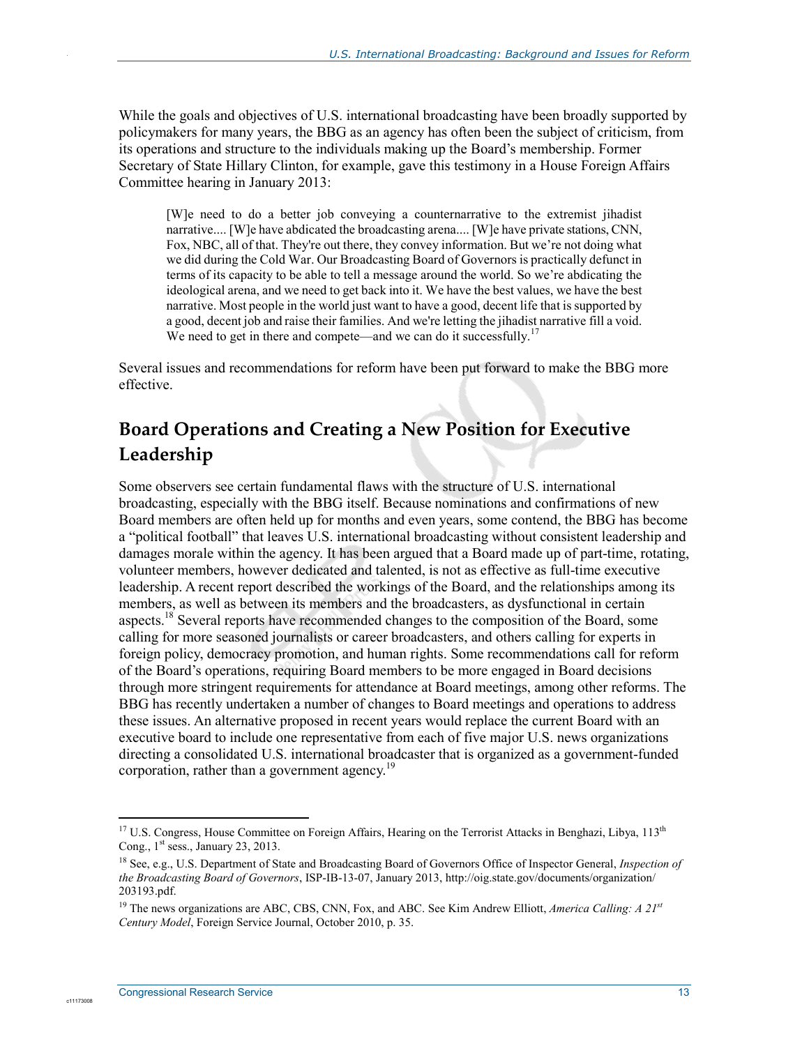While the goals and objectives of U.S. international broadcasting have been broadly supported by policymakers for many years, the BBG as an agency has often been the subject of criticism, from its operations and structure to the individuals making up the Board's membership. Former Secretary of State Hillary Clinton, for example, gave this testimony in a House Foreign Affairs Committee hearing in January 2013:

> [W]e need to do a better job conveying a counternarrative to the extremist jihadist narrative.... [W]e have abdicated the broadcasting arena.... [W]e have private stations, CNN, Fox, NBC, all of that. They're out there, they convey information. But we're not doing what we did during the Cold War. Our Broadcasting Board of Governors is practically defunct in terms of its capacity to be able to tell a message around the world. So we're abdicating the ideological arena, and we need to get back into it. We have the best values, we have the best narrative. Most people in the world just want to have a good, decent life that is supported by a good, decent job and raise their families. And we're letting the jihadist narrative fill a void. We need to get in there and compete—and we can do it successfully.[17]

Several issues and recommendations for reform have been put forward to make the BBG more effective.

## Board Operations and Creating a New Position for Executive Leadership

Some observers see certain fundamental flaws with the structure of U.S. international broadcasting, especially with the BBG itself. Because nominations and confirmations of new Board members are often held up for months and even years, some contend, the BBG has become a "political football" that leaves U.S. international broadcasting without consistent leadership and damages morale within the agency. It has been argued that a Board made up of part-time, rotating, volunteer members, however dedicated and talented, is not as effective as full-time executive leadership. A recent report described the workings of the Board, and the relationships among its members, as well as between its members and the broadcasters, as dysfunctional in certain aspects.[18] Several reports have recommended changes to the composition of the Board, some calling for more seasoned journalists or career broadcasters, and others calling for experts in foreign policy, democracy promotion, and human rights. Some recommendations call for reform of the Board's operations, requiring Board members to be more engaged in Board decisions through more stringent requirements for attendance at Board meetings, among other reforms. The BBG has recently undertaken a number of changes to Board meetings and operations to address these issues. An alternative proposed in recent years would replace the current Board with an executive board to include one representative from each of five major U.S. news organizations directing a consolidated U.S. international broadcaster that is organized as a government-funded corporation, rather than a government agency.[19]

---

[17] U.S. Congress, House Committee on Foreign Affairs, Hearing on the Terrorist Attacks in Benghazi, Libya, 113th Cong., 1st sess., January 23, 2013.

[18] See, e.g., U.S. Department of State and Broadcasting Board of Governors Office of Inspector General, *Inspection of the Broadcasting Board of Governors*, ISP-IB-13-07, January 2013, http://oig.state.gov/documents/organization/203193.pdf.

[19] The news organizations are ABC, CBS, CNN, Fox, and ABC. See Kim Andrew Elliott, *America Calling: A 21st Century Model*, Foreign Service Journal, October 2010, p. 35.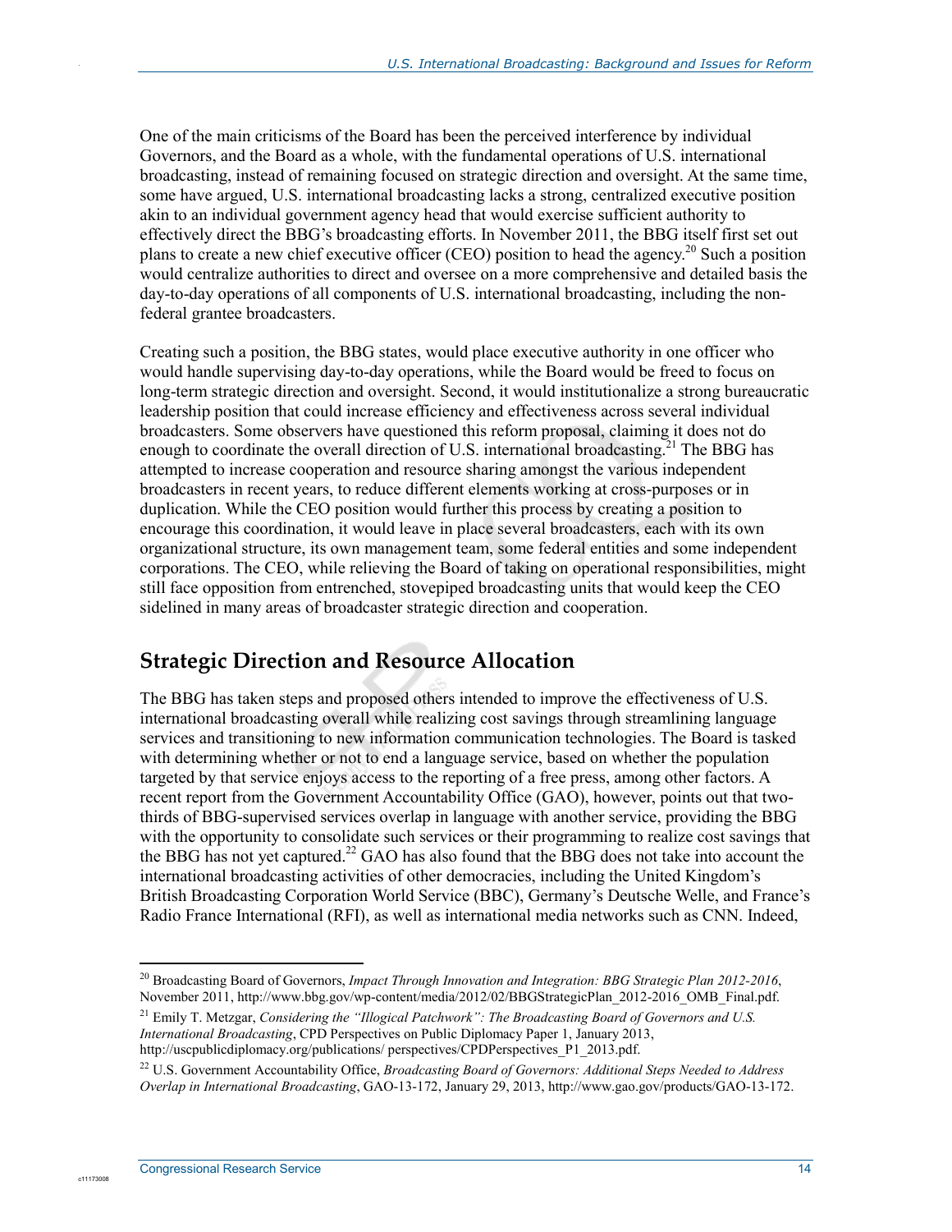One of the main criticisms of the Board has been the perceived interference by individual Governors, and the Board as a whole, with the fundamental operations of U.S. international broadcasting, instead of remaining focused on strategic direction and oversight. At the same time, some have argued, U.S. international broadcasting lacks a strong, centralized executive position akin to an individual government agency head that would exercise sufficient authority to effectively direct the BBG's broadcasting efforts. In November 2011, the BBG itself first set out plans to create a new chief executive officer (CEO) position to head the agency.[20] Such a position would centralize authorities to direct and oversee on a more comprehensive and detailed basis the day-to-day operations of all components of U.S. international broadcasting, including the non-federal grantee broadcasters.

Creating such a position, the BBG states, would place executive authority in one officer who would handle supervising day-to-day operations, while the Board would be freed to focus on long-term strategic direction and oversight. Second, it would institutionalize a strong bureaucratic leadership position that could increase efficiency and effectiveness across several individual broadcasters. Some observers have questioned this reform proposal, claiming it does not do enough to coordinate the overall direction of U.S. international broadcasting.[21] The BBG has attempted to increase cooperation and resource sharing amongst the various independent broadcasters in recent years, to reduce different elements working at cross-purposes or in duplication. While the CEO position would further this process by creating a position to encourage this coordination, it would leave in place several broadcasters, each with its own organizational structure, its own management team, some federal entities and some independent corporations. The CEO, while relieving the Board of taking on operational responsibilities, might still face opposition from entrenched, stovepiped broadcasting units that would keep the CEO sidelined in many areas of broadcaster strategic direction and cooperation.

## Strategic Direction and Resource Allocation

The BBG has taken steps and proposed others intended to improve the effectiveness of U.S. international broadcasting overall while realizing cost savings through streamlining language services and transitioning to new information communication technologies. The Board is tasked with determining whether or not to end a language service, based on whether the population targeted by that service enjoys access to the reporting of a free press, among other factors. A recent report from the Government Accountability Office (GAO), however, points out that two-thirds of BBG-supervised services overlap in language with another service, providing the BBG with the opportunity to consolidate such services or their programming to realize cost savings that the BBG has not yet captured.[22] GAO has also found that the BBG does not take into account the international broadcasting activities of other democracies, including the United Kingdom's British Broadcasting Corporation World Service (BBC), Germany's Deutsche Welle, and France's Radio France International (RFI), as well as international media networks such as CNN. Indeed,

[20] Broadcasting Board of Governors, *Impact Through Innovation and Integration: BBG Strategic Plan 2012-2016*, November 2011, http://www.bbg.gov/wp-content/media/2012/02/BBGStrategicPlan_2012-2016_OMB_Final.pdf.

[21] Emily T. Metzgar, *Considering the "Illogical Patchwork": The Broadcasting Board of Governors and U.S. International Broadcasting*, CPD Perspectives on Public Diplomacy Paper 1, January 2013, http://uscpublicdiplomacy.org/publications/ perspectives/CPDPerspectives_P1_2013.pdf.

[22] U.S. Government Accountability Office, *Broadcasting Board of Governors: Additional Steps Needed to Address Overlap in International Broadcasting*, GAO-13-172, January 29, 2013, http://www.gao.gov/products/GAO-13-172.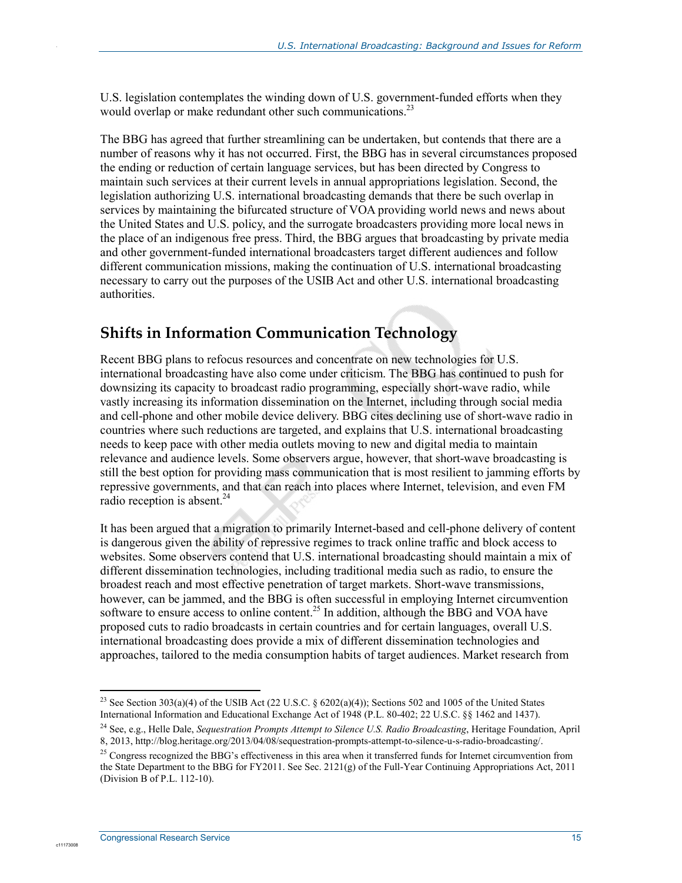U.S. legislation contemplates the winding down of U.S. government-funded efforts when they would overlap or make redundant other such communications.[23]

The BBG has agreed that further streamlining can be undertaken, but contends that there are a number of reasons why it has not occurred. First, the BBG has in several circumstances proposed the ending or reduction of certain language services, but has been directed by Congress to maintain such services at their current levels in annual appropriations legislation. Second, the legislation authorizing U.S. international broadcasting demands that there be such overlap in services by maintaining the bifurcated structure of VOA providing world news and news about the United States and U.S. policy, and the surrogate broadcasters providing more local news in the place of an indigenous free press. Third, the BBG argues that broadcasting by private media and other government-funded international broadcasters target different audiences and follow different communication missions, making the continuation of U.S. international broadcasting necessary to carry out the purposes of the USIB Act and other U.S. international broadcasting authorities.

## Shifts in Information Communication Technology

Recent BBG plans to refocus resources and concentrate on new technologies for U.S. international broadcasting have also come under criticism. The BBG has continued to push for downsizing its capacity to broadcast radio programming, especially short-wave radio, while vastly increasing its information dissemination on the Internet, including through social media and cell-phone and other mobile device delivery. BBG cites declining use of short-wave radio in countries where such reductions are targeted, and explains that U.S. international broadcasting needs to keep pace with other media outlets moving to new and digital media to maintain relevance and audience levels. Some observers argue, however, that short-wave broadcasting is still the best option for providing mass communication that is most resilient to jamming efforts by repressive governments, and that can reach into places where Internet, television, and even FM radio reception is absent.[24]

It has been argued that a migration to primarily Internet-based and cell-phone delivery of content is dangerous given the ability of repressive regimes to track online traffic and block access to websites. Some observers contend that U.S. international broadcasting should maintain a mix of different dissemination technologies, including traditional media such as radio, to ensure the broadest reach and most effective penetration of target markets. Short-wave transmissions, however, can be jammed, and the BBG is often successful in employing Internet circumvention software to ensure access to online content.[25] In addition, although the BBG and VOA have proposed cuts to radio broadcasts in certain countries and for certain languages, overall U.S. international broadcasting does provide a mix of different dissemination technologies and approaches, tailored to the media consumption habits of target audiences. Market research from

---

[23] See Section 303(a)(4) of the USIB Act (22 U.S.C. § 6202(a)(4)); Sections 502 and 1005 of the United States International Information and Educational Exchange Act of 1948 (P.L. 80-402; 22 U.S.C. §§ 1462 and 1437).

[24] See, e.g., Helle Dale, *Sequestration Prompts Attempt to Silence U.S. Radio Broadcasting*, Heritage Foundation, April 8, 2013, http://blog.heritage.org/2013/04/08/sequestration-prompts-attempt-to-silence-u-s-radio-broadcasting/.

[25] Congress recognized the BBG's effectiveness in this area when it transferred funds for Internet circumvention from the State Department to the BBG for FY2011. See Sec. 2121(g) of the Full-Year Continuing Appropriations Act, 2011 (Division B of P.L. 112-10).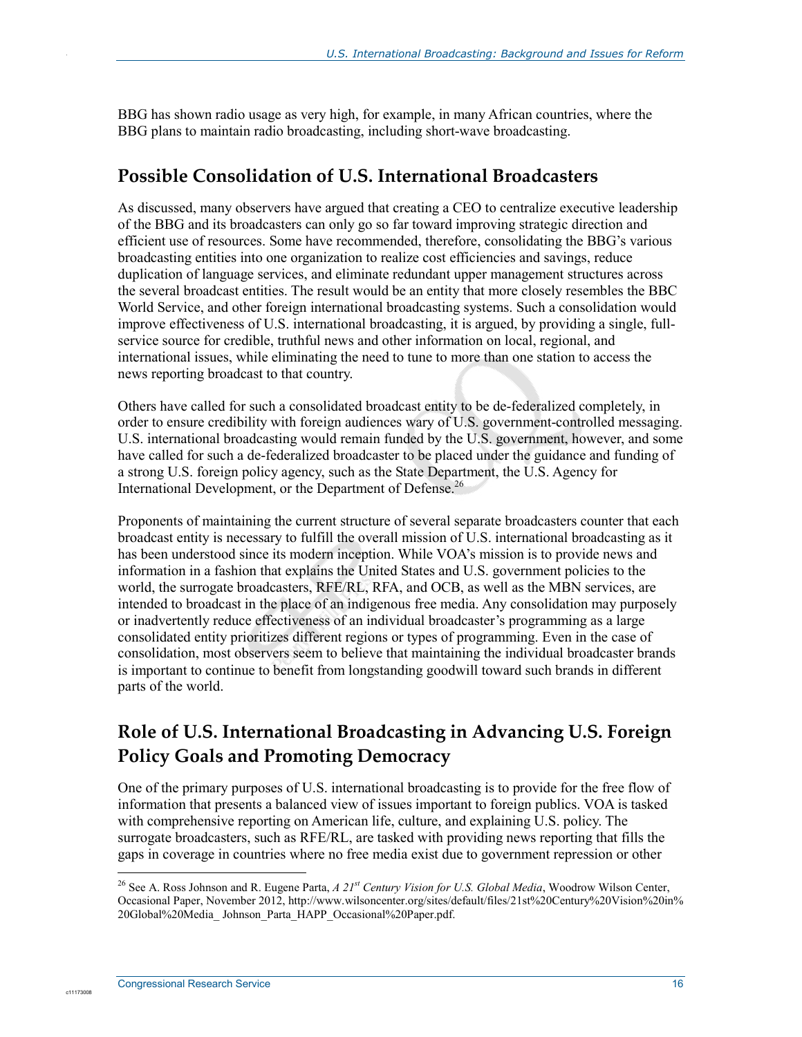BBG has shown radio usage as very high, for example, in many African countries, where the BBG plans to maintain radio broadcasting, including short-wave broadcasting.

## Possible Consolidation of U.S. International Broadcasters

As discussed, many observers have argued that creating a CEO to centralize executive leadership of the BBG and its broadcasters can only go so far toward improving strategic direction and efficient use of resources. Some have recommended, therefore, consolidating the BBG's various broadcasting entities into one organization to realize cost efficiencies and savings, reduce duplication of language services, and eliminate redundant upper management structures across the several broadcast entities. The result would be an entity that more closely resembles the BBC World Service, and other foreign international broadcasting systems. Such a consolidation would improve effectiveness of U.S. international broadcasting, it is argued, by providing a single, full-service source for credible, truthful news and other information on local, regional, and international issues, while eliminating the need to tune to more than one station to access the news reporting broadcast to that country.

Others have called for such a consolidated broadcast entity to be de-federalized completely, in order to ensure credibility with foreign audiences wary of U.S. government-controlled messaging. U.S. international broadcasting would remain funded by the U.S. government, however, and some have called for such a de-federalized broadcaster to be placed under the guidance and funding of a strong U.S. foreign policy agency, such as the State Department, the U.S. Agency for International Development, or the Department of Defense.[26]

Proponents of maintaining the current structure of several separate broadcasters counter that each broadcast entity is necessary to fulfill the overall mission of U.S. international broadcasting as it has been understood since its modern inception. While VOA's mission is to provide news and information in a fashion that explains the United States and U.S. government policies to the world, the surrogate broadcasters, RFE/RL, RFA, and OCB, as well as the MBN services, are intended to broadcast in the place of an indigenous free media. Any consolidation may purposely or inadvertently reduce effectiveness of an individual broadcaster's programming as a large consolidated entity prioritizes different regions or types of programming. Even in the case of consolidation, most observers seem to believe that maintaining the individual broadcaster brands is important to continue to benefit from longstanding goodwill toward such brands in different parts of the world.

## Role of U.S. International Broadcasting in Advancing U.S. Foreign Policy Goals and Promoting Democracy

One of the primary purposes of U.S. international broadcasting is to provide for the free flow of information that presents a balanced view of issues important to foreign publics. VOA is tasked with comprehensive reporting on American life, culture, and explaining U.S. policy. The surrogate broadcasters, such as RFE/RL, are tasked with providing news reporting that fills the gaps in coverage in countries where no free media exist due to government repression or other

---

[26] See A. Ross Johnson and R. Eugene Parta, *A 21st Century Vision for U.S. Global Media*, Woodrow Wilson Center, Occasional Paper, November 2012, http://www.wilsoncenter.org/sites/default/files/21st%20Century%20Vision%20in%20Global%20Media_ Johnson_Parta_HAPP_Occasional%20Paper.pdf.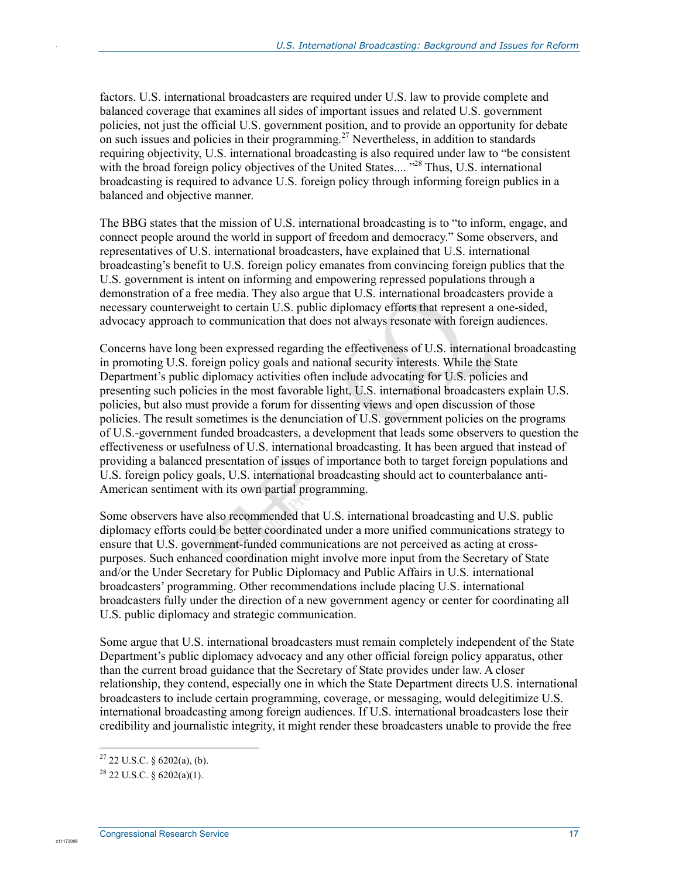factors. U.S. international broadcasters are required under U.S. law to provide complete and balanced coverage that examines all sides of important issues and related U.S. government policies, not just the official U.S. government position, and to provide an opportunity for debate on such issues and policies in their programming.[27] Nevertheless, in addition to standards requiring objectivity, U.S. international broadcasting is also required under law to "be consistent with the broad foreign policy objectives of the United States.... "[28] Thus, U.S. international broadcasting is required to advance U.S. foreign policy through informing foreign publics in a balanced and objective manner.

The BBG states that the mission of U.S. international broadcasting is to "to inform, engage, and connect people around the world in support of freedom and democracy." Some observers, and representatives of U.S. international broadcasters, have explained that U.S. international broadcasting's benefit to U.S. foreign policy emanates from convincing foreign publics that the U.S. government is intent on informing and empowering repressed populations through a demonstration of a free media. They also argue that U.S. international broadcasters provide a necessary counterweight to certain U.S. public diplomacy efforts that represent a one-sided, advocacy approach to communication that does not always resonate with foreign audiences.

Concerns have long been expressed regarding the effectiveness of U.S. international broadcasting in promoting U.S. foreign policy goals and national security interests. While the State Department's public diplomacy activities often include advocating for U.S. policies and presenting such policies in the most favorable light, U.S. international broadcasters explain U.S. policies, but also must provide a forum for dissenting views and open discussion of those policies. The result sometimes is the denunciation of U.S. government policies on the programs of U.S.-government funded broadcasters, a development that leads some observers to question the effectiveness or usefulness of U.S. international broadcasting. It has been argued that instead of providing a balanced presentation of issues of importance both to target foreign populations and U.S. foreign policy goals, U.S. international broadcasting should act to counterbalance anti-American sentiment with its own partial programming.

Some observers have also recommended that U.S. international broadcasting and U.S. public diplomacy efforts could be better coordinated under a more unified communications strategy to ensure that U.S. government-funded communications are not perceived as acting at cross-purposes. Such enhanced coordination might involve more input from the Secretary of State and/or the Under Secretary for Public Diplomacy and Public Affairs in U.S. international broadcasters' programming. Other recommendations include placing U.S. international broadcasters fully under the direction of a new government agency or center for coordinating all U.S. public diplomacy and strategic communication.

Some argue that U.S. international broadcasters must remain completely independent of the State Department's public diplomacy advocacy and any other official foreign policy apparatus, other than the current broad guidance that the Secretary of State provides under law. A closer relationship, they contend, especially one in which the State Department directs U.S. international broadcasters to include certain programming, coverage, or messaging, would delegitimize U.S. international broadcasting among foreign audiences. If U.S. international broadcasters lose their credibility and journalistic integrity, it might render these broadcasters unable to provide the free

[27] 22 U.S.C. § 6202(a), (b).

[28] 22 U.S.C. § 6202(a)(1).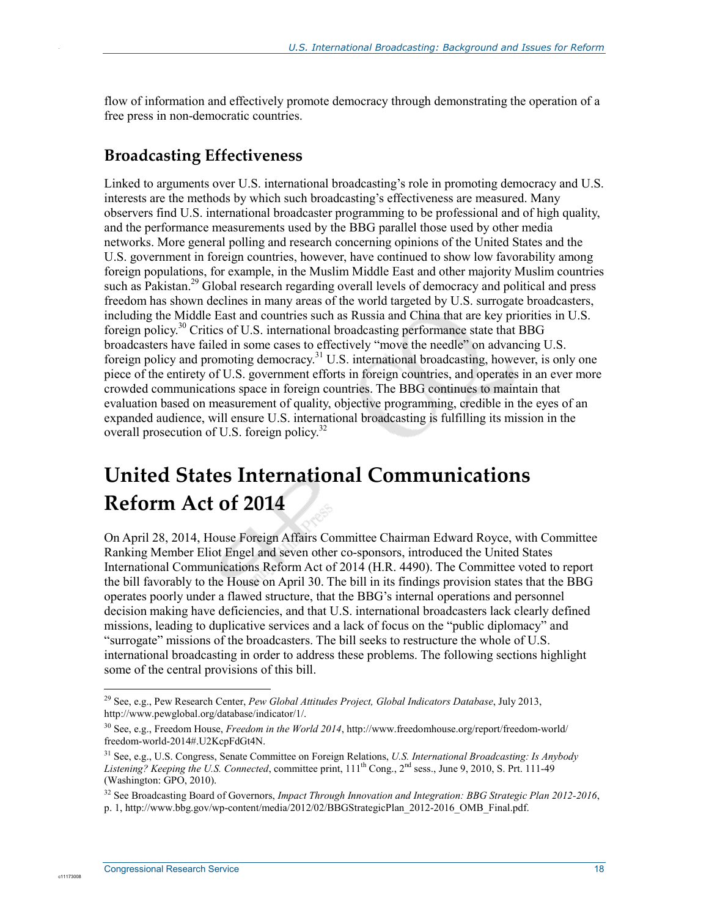flow of information and effectively promote democracy through demonstrating the operation of a free press in non-democratic countries.

### Broadcasting Effectiveness

Linked to arguments over U.S. international broadcasting's role in promoting democracy and U.S. interests are the methods by which such broadcasting's effectiveness are measured. Many observers find U.S. international broadcaster programming to be professional and of high quality, and the performance measurements used by the BBG parallel those used by other media networks. More general polling and research concerning opinions of the United States and the U.S. government in foreign countries, however, have continued to show low favorability among foreign populations, for example, in the Muslim Middle East and other majority Muslim countries such as Pakistan.[29] Global research regarding overall levels of democracy and political and press freedom has shown declines in many areas of the world targeted by U.S. surrogate broadcasters, including the Middle East and countries such as Russia and China that are key priorities in U.S. foreign policy.[30] Critics of U.S. international broadcasting performance state that BBG broadcasters have failed in some cases to effectively "move the needle" on advancing U.S. foreign policy and promoting democracy.[31] U.S. international broadcasting, however, is only one piece of the entirety of U.S. government efforts in foreign countries, and operates in an ever more crowded communications space in foreign countries. The BBG continues to maintain that evaluation based on measurement of quality, objective programming, credible in the eyes of an expanded audience, will ensure U.S. international broadcasting is fulfilling its mission in the overall prosecution of U.S. foreign policy.[32]

## United States International Communications Reform Act of 2014

On April 28, 2014, House Foreign Affairs Committee Chairman Edward Royce, with Committee Ranking Member Eliot Engel and seven other co-sponsors, introduced the United States International Communications Reform Act of 2014 (H.R. 4490). The Committee voted to report the bill favorably to the House on April 30. The bill in its findings provision states that the BBG operates poorly under a flawed structure, that the BBG's internal operations and personnel decision making have deficiencies, and that U.S. international broadcasters lack clearly defined missions, leading to duplicative services and a lack of focus on the "public diplomacy" and "surrogate" missions of the broadcasters. The bill seeks to restructure the whole of U.S. international broadcasting in order to address these problems. The following sections highlight some of the central provisions of this bill.

---

[29] See, e.g., Pew Research Center, *Pew Global Attitudes Project, Global Indicators Database*, July 2013, http://www.pewglobal.org/database/indicator/1/.

[30] See, e.g., Freedom House, *Freedom in the World 2014*, http://www.freedomhouse.org/report/freedom-world/freedom-world-2014#.U2KcpFdGt4N.

[31] See, e.g., U.S. Congress, Senate Committee on Foreign Relations, *U.S. International Broadcasting: Is Anybody Listening? Keeping the U.S. Connected*, committee print, 111th Cong., 2nd sess., June 9, 2010, S. Prt. 111-49 (Washington: GPO, 2010).

[32] See Broadcasting Board of Governors, *Impact Through Innovation and Integration: BBG Strategic Plan 2012-2016*, p. 1, http://www.bbg.gov/wp-content/media/2012/02/BBGStrategicPlan_2012-2016_OMB_Final.pdf.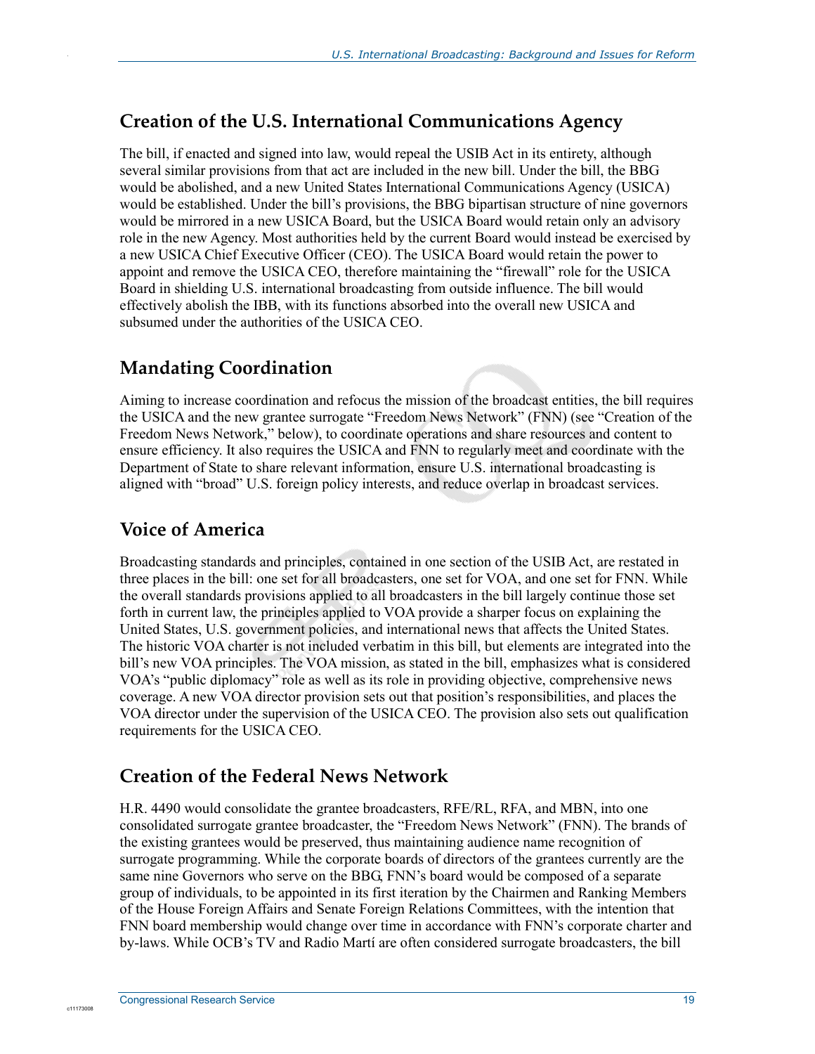## Creation of the U.S. International Communications Agency

The bill, if enacted and signed into law, would repeal the USIB Act in its entirety, although several similar provisions from that act are included in the new bill. Under the bill, the BBG would be abolished, and a new United States International Communications Agency (USICA) would be established. Under the bill's provisions, the BBG bipartisan structure of nine governors would be mirrored in a new USICA Board, but the USICA Board would retain only an advisory role in the new Agency. Most authorities held by the current Board would instead be exercised by a new USICA Chief Executive Officer (CEO). The USICA Board would retain the power to appoint and remove the USICA CEO, therefore maintaining the "firewall" role for the USICA Board in shielding U.S. international broadcasting from outside influence. The bill would effectively abolish the IBB, with its functions absorbed into the overall new USICA and subsumed under the authorities of the USICA CEO.

## Mandating Coordination

Aiming to increase coordination and refocus the mission of the broadcast entities, the bill requires the USICA and the new grantee surrogate "Freedom News Network" (FNN) (see "Creation of the Freedom News Network," below), to coordinate operations and share resources and content to ensure efficiency. It also requires the USICA and FNN to regularly meet and coordinate with the Department of State to share relevant information, ensure U.S. international broadcasting is aligned with "broad" U.S. foreign policy interests, and reduce overlap in broadcast services.

## Voice of America

Broadcasting standards and principles, contained in one section of the USIB Act, are restated in three places in the bill: one set for all broadcasters, one set for VOA, and one set for FNN. While the overall standards provisions applied to all broadcasters in the bill largely continue those set forth in current law, the principles applied to VOA provide a sharper focus on explaining the United States, U.S. government policies, and international news that affects the United States. The historic VOA charter is not included verbatim in this bill, but elements are integrated into the bill's new VOA principles. The VOA mission, as stated in the bill, emphasizes what is considered VOA's "public diplomacy" role as well as its role in providing objective, comprehensive news coverage. A new VOA director provision sets out that position's responsibilities, and places the VOA director under the supervision of the USICA CEO. The provision also sets out qualification requirements for the USICA CEO.

## Creation of the Federal News Network

H.R. 4490 would consolidate the grantee broadcasters, RFE/RL, RFA, and MBN, into one consolidated surrogate grantee broadcaster, the "Freedom News Network" (FNN). The brands of the existing grantees would be preserved, thus maintaining audience name recognition of surrogate programming. While the corporate boards of directors of the grantees currently are the same nine Governors who serve on the BBG, FNN's board would be composed of a separate group of individuals, to be appointed in its first iteration by the Chairmen and Ranking Members of the House Foreign Affairs and Senate Foreign Relations Committees, with the intention that FNN board membership would change over time in accordance with FNN's corporate charter and by-laws. While OCB's TV and Radio Martí are often considered surrogate broadcasters, the bill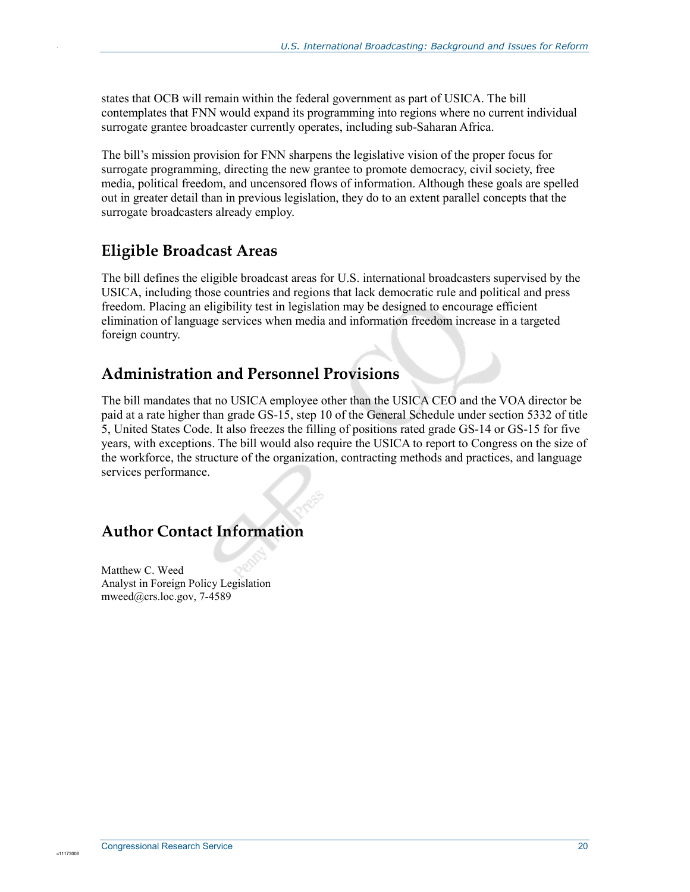states that OCB will remain within the federal government as part of USICA. The bill contemplates that FNN would expand its programming into regions where no current individual surrogate grantee broadcaster currently operates, including sub-Saharan Africa.

The bill's mission provision for FNN sharpens the legislative vision of the proper focus for surrogate programming, directing the new grantee to promote democracy, civil society, free media, political freedom, and uncensored flows of information. Although these goals are spelled out in greater detail than in previous legislation, they do to an extent parallel concepts that the surrogate broadcasters already employ.

## Eligible Broadcast Areas

The bill defines the eligible broadcast areas for U.S. international broadcasters supervised by the USICA, including those countries and regions that lack democratic rule and political and press freedom. Placing an eligibility test in legislation may be designed to encourage efficient elimination of language services when media and information freedom increase in a targeted foreign country.

## Administration and Personnel Provisions

The bill mandates that no USICA employee other than the USICA CEO and the VOA director be paid at a rate higher than grade GS-15, step 10 of the General Schedule under section 5332 of title 5, United States Code. It also freezes the filling of positions rated grade GS-14 or GS-15 for five years, with exceptions. The bill would also require the USICA to report to Congress on the size of the workforce, the structure of the organization, contracting methods and practices, and language services performance.

## Author Contact Information

Matthew C. Weed
Analyst in Foreign Policy Legislation
mweed@crs.loc.gov, 7-4589